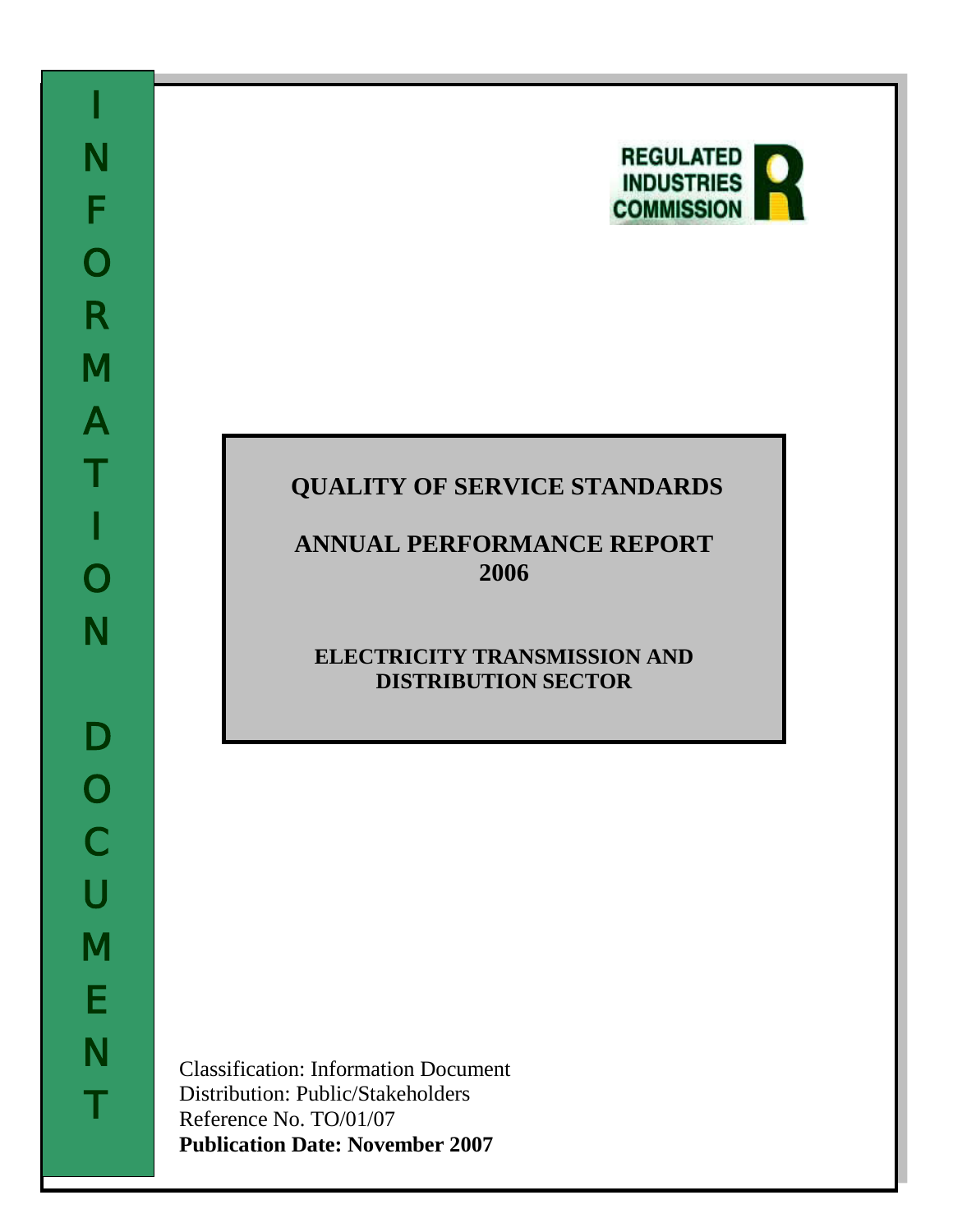INFORMATION DOCUMENT

REGULATED INDUSTRIES COMMISSION

# QUALITY OF SERVICE STANDARDS

## ANNUAL PERFORMANCE REPORT 2006

### ELECTRICITY TRANSMISSION AND DISTRIBUTION SECTOR

Classification: Information Document
Distribution: Public/Stakeholders
Reference No. TO/01/07
**Publication Date: November 2007**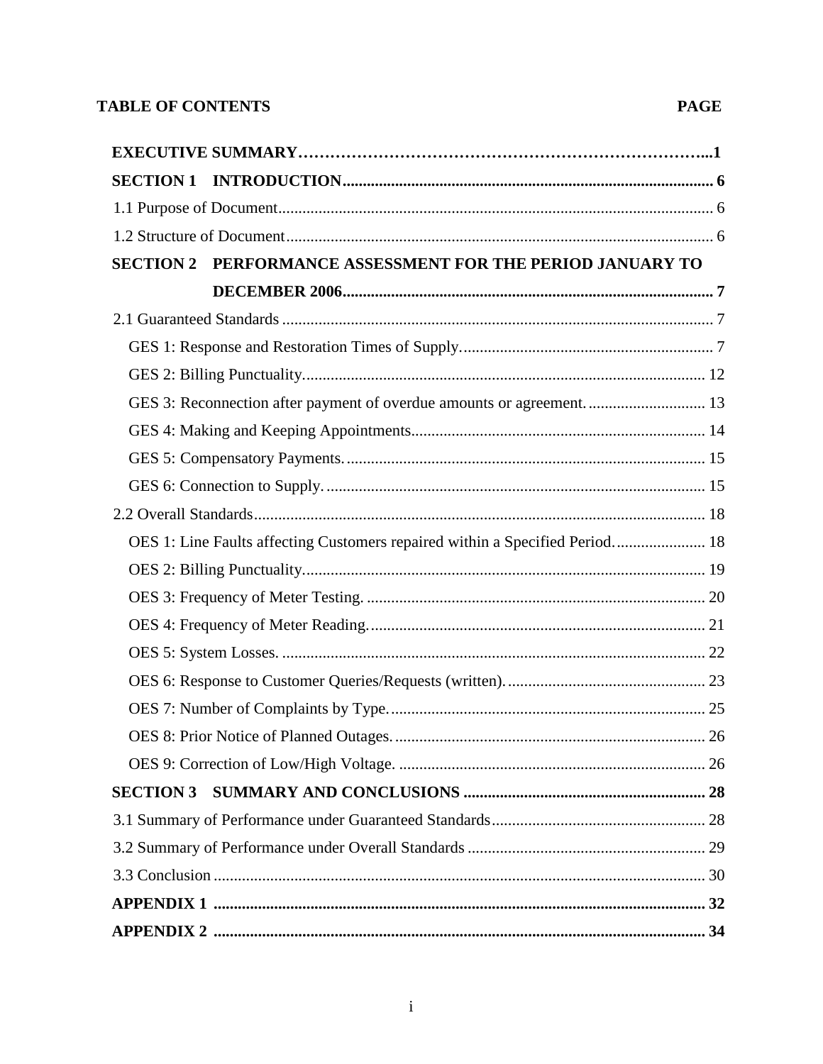**TABLE OF CONTENTS** **PAGE**

| | |
|---|---|
| **EXECUTIVE SUMMARY** | **1** |
| **SECTION 1 INTRODUCTION** | **6** |
| 1.1 Purpose of Document | 6 |
| 1.2 Structure of Document | 6 |
| **SECTION 2 PERFORMANCE ASSESSMENT FOR THE PERIOD JANUARY TO DECEMBER 2006** | **7** |
| 2.1 Guaranteed Standards | 7 |
| GES 1: Response and Restoration Times of Supply. | 7 |
| GES 2: Billing Punctuality. | 12 |
| GES 3: Reconnection after payment of overdue amounts or agreement. | 13 |
| GES 4: Making and Keeping Appointments | 14 |
| GES 5: Compensatory Payments. | 15 |
| GES 6: Connection to Supply. | 15 |
| 2.2 Overall Standards | 18 |
| OES 1: Line Faults affecting Customers repaired within a Specified Period. | 18 |
| OES 2: Billing Punctuality. | 19 |
| OES 3: Frequency of Meter Testing. | 20 |
| OES 4: Frequency of Meter Reading. | 21 |
| OES 5: System Losses. | 22 |
| OES 6: Response to Customer Queries/Requests (written). | 23 |
| OES 7: Number of Complaints by Type. | 25 |
| OES 8: Prior Notice of Planned Outages. | 26 |
| OES 9: Correction of Low/High Voltage. | 26 |
| **SECTION 3 SUMMARY AND CONCLUSIONS** | **28** |
| 3.1 Summary of Performance under Guaranteed Standards | 28 |
| 3.2 Summary of Performance under Overall Standards | 29 |
| 3.3 Conclusion | 30 |
| **APPENDIX 1** | **32** |
| **APPENDIX 2** | **34** |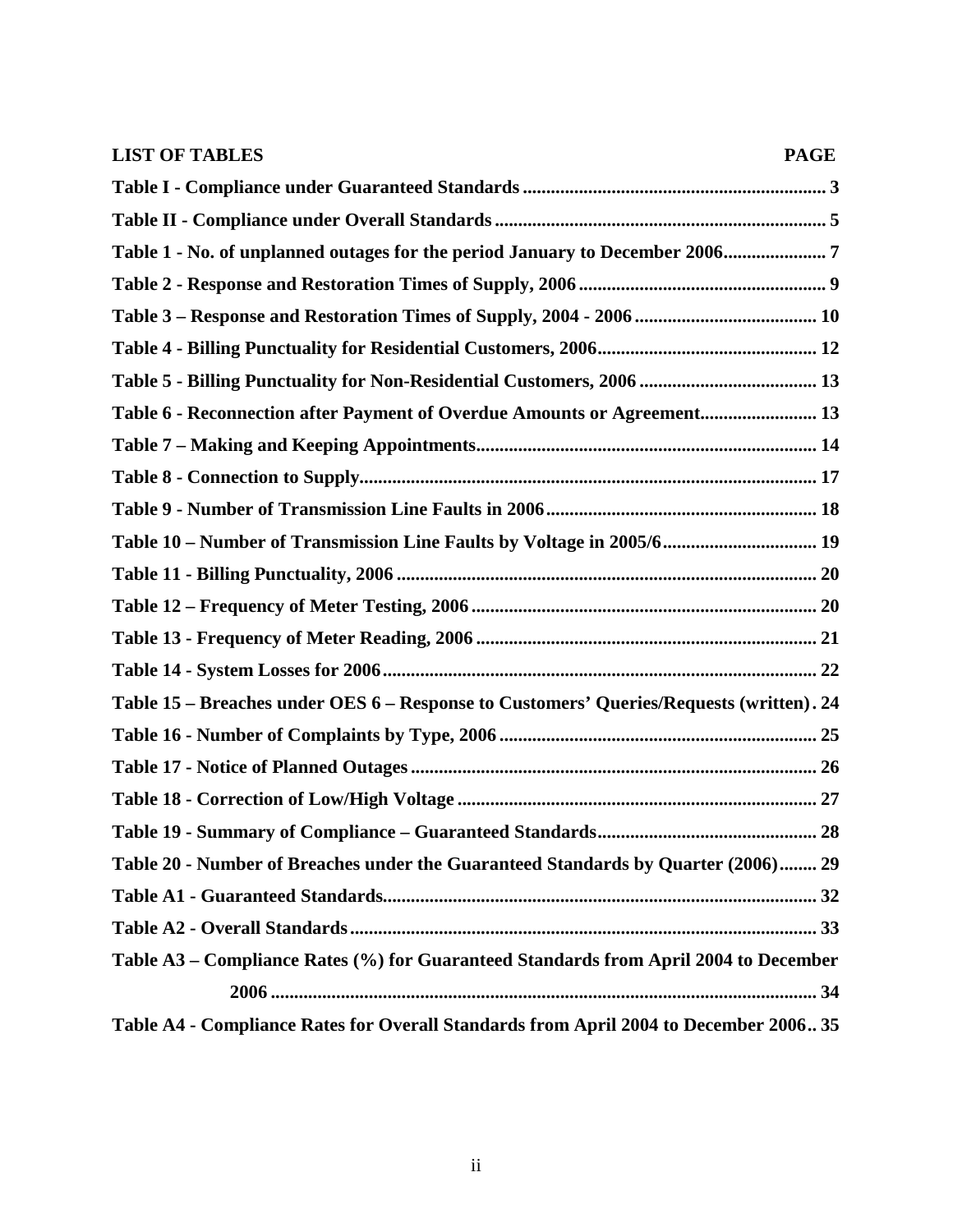**LIST OF TABLES** **PAGE**

| Table | Page |
|---|---|
| **Table I - Compliance under Guaranteed Standards** | **3** |
| **Table II - Compliance under Overall Standards** | **5** |
| **Table 1 - No. of unplanned outages for the period January to December 2006** | **7** |
| **Table 2 - Response and Restoration Times of Supply, 2006** | **9** |
| **Table 3 – Response and Restoration Times of Supply, 2004 - 2006** | **10** |
| **Table 4 - Billing Punctuality for Residential Customers, 2006** | **12** |
| **Table 5 - Billing Punctuality for Non-Residential Customers, 2006** | **13** |
| **Table 6 - Reconnection after Payment of Overdue Amounts or Agreement** | **13** |
| **Table 7 – Making and Keeping Appointments** | **14** |
| **Table 8 - Connection to Supply** | **17** |
| **Table 9 - Number of Transmission Line Faults in 2006** | **18** |
| **Table 10 – Number of Transmission Line Faults by Voltage in 2005/6** | **19** |
| **Table 11 - Billing Punctuality, 2006** | **20** |
| **Table 12 – Frequency of Meter Testing, 2006** | **20** |
| **Table 13 - Frequency of Meter Reading, 2006** | **21** |
| **Table 14 - System Losses for 2006** | **22** |
| **Table 15 – Breaches under OES 6 – Response to Customers' Queries/Requests (written)** | **24** |
| **Table 16 - Number of Complaints by Type, 2006** | **25** |
| **Table 17 - Notice of Planned Outages** | **26** |
| **Table 18 - Correction of Low/High Voltage** | **27** |
| **Table 19 - Summary of Compliance – Guaranteed Standards** | **28** |
| **Table 20 - Number of Breaches under the Guaranteed Standards by Quarter (2006)** | **29** |
| **Table A1 - Guaranteed Standards** | **32** |
| **Table A2 - Overall Standards** | **33** |
| **Table A3 – Compliance Rates (%) for Guaranteed Standards from April 2004 to December 2006** | **34** |
| **Table A4 - Compliance Rates for Overall Standards from April 2004 to December 2006** | **35** |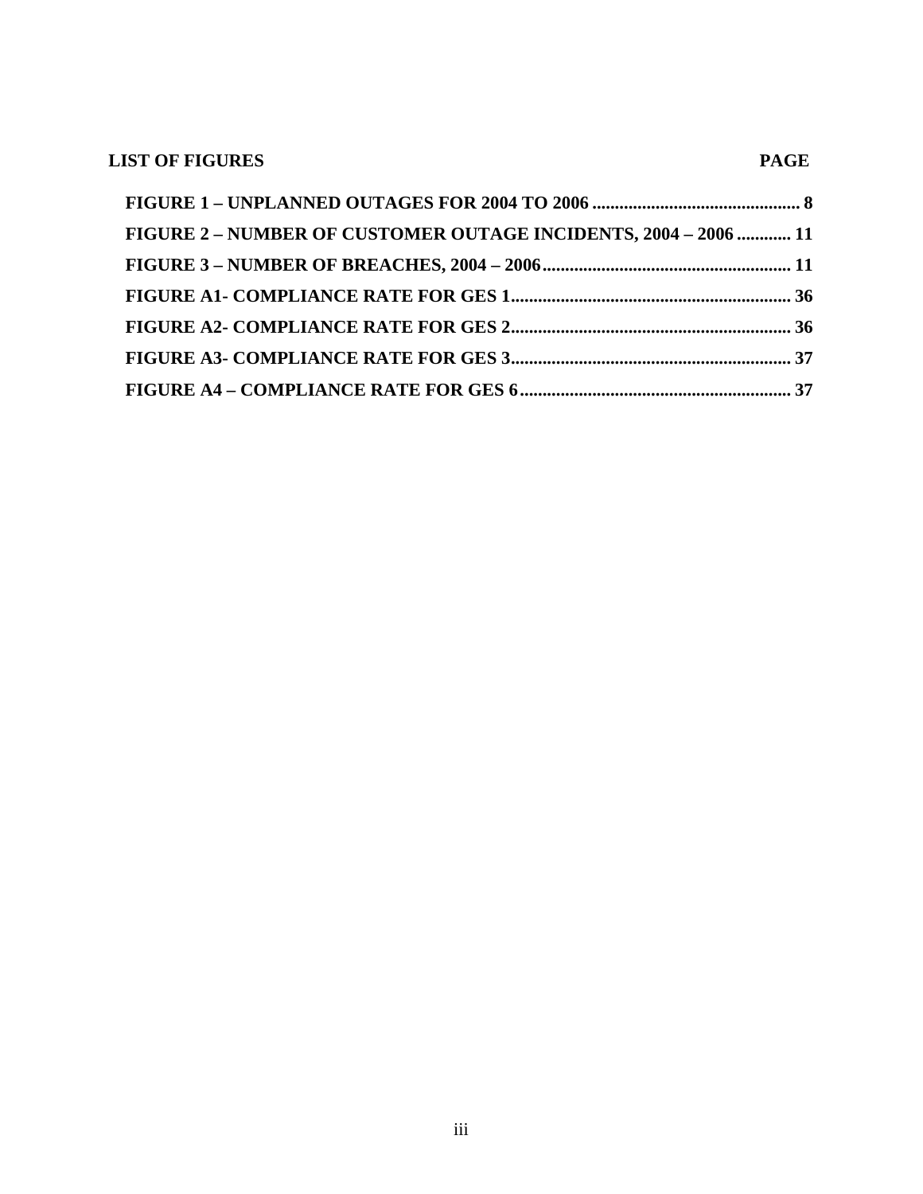**LIST OF FIGURES** **PAGE**

**FIGURE 1 – UNPLANNED OUTAGES FOR 2004 TO 2006 .............................................. 8**

**FIGURE 2 – NUMBER OF CUSTOMER OUTAGE INCIDENTS, 2004 – 2006 ............ 11**

**FIGURE 3 – NUMBER OF BREACHES, 2004 – 2006....................................................... 11**

**FIGURE A1- COMPLIANCE RATE FOR GES 1.............................................................. 36**

**FIGURE A2- COMPLIANCE RATE FOR GES 2.............................................................. 36**

**FIGURE A3- COMPLIANCE RATE FOR GES 3.............................................................. 37**

**FIGURE A4 – COMPLIANCE RATE FOR GES 6............................................................ 37**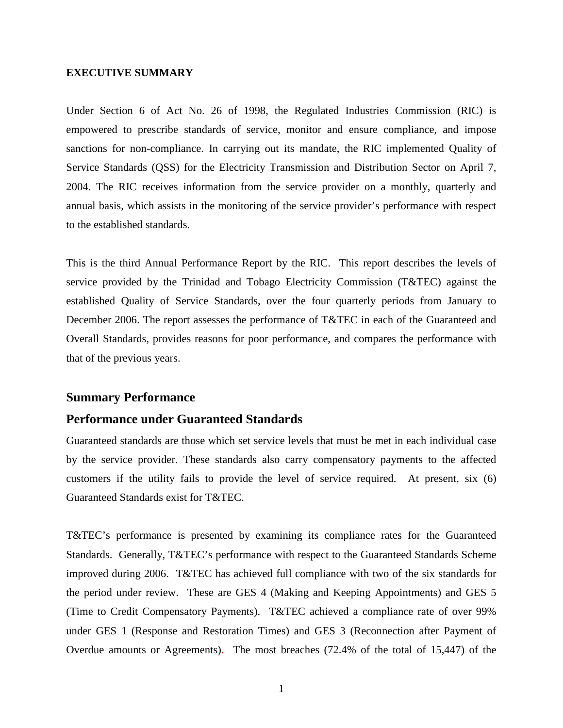**EXECUTIVE SUMMARY**

Under Section 6 of Act No. 26 of 1998, the Regulated Industries Commission (RIC) is empowered to prescribe standards of service, monitor and ensure compliance, and impose sanctions for non-compliance. In carrying out its mandate, the RIC implemented Quality of Service Standards (QSS) for the Electricity Transmission and Distribution Sector on April 7, 2004. The RIC receives information from the service provider on a monthly, quarterly and annual basis, which assists in the monitoring of the service provider's performance with respect to the established standards.

This is the third Annual Performance Report by the RIC. This report describes the levels of service provided by the Trinidad and Tobago Electricity Commission (T&TEC) against the established Quality of Service Standards, over the four quarterly periods from January to December 2006. The report assesses the performance of T&TEC in each of the Guaranteed and Overall Standards, provides reasons for poor performance, and compares the performance with that of the previous years.

## Summary Performance

## Performance under Guaranteed Standards

Guaranteed standards are those which set service levels that must be met in each individual case by the service provider. These standards also carry compensatory payments to the affected customers if the utility fails to provide the level of service required. At present, six (6) Guaranteed Standards exist for T&TEC.

T&TEC's performance is presented by examining its compliance rates for the Guaranteed Standards. Generally, T&TEC's performance with respect to the Guaranteed Standards Scheme improved during 2006. T&TEC has achieved full compliance with two of the six standards for the period under review. These are GES 4 (Making and Keeping Appointments) and GES 5 (Time to Credit Compensatory Payments). T&TEC achieved a compliance rate of over 99% under GES 1 (Response and Restoration Times) and GES 3 (Reconnection after Payment of Overdue amounts or Agreements). The most breaches (72.4% of the total of 15,447) of the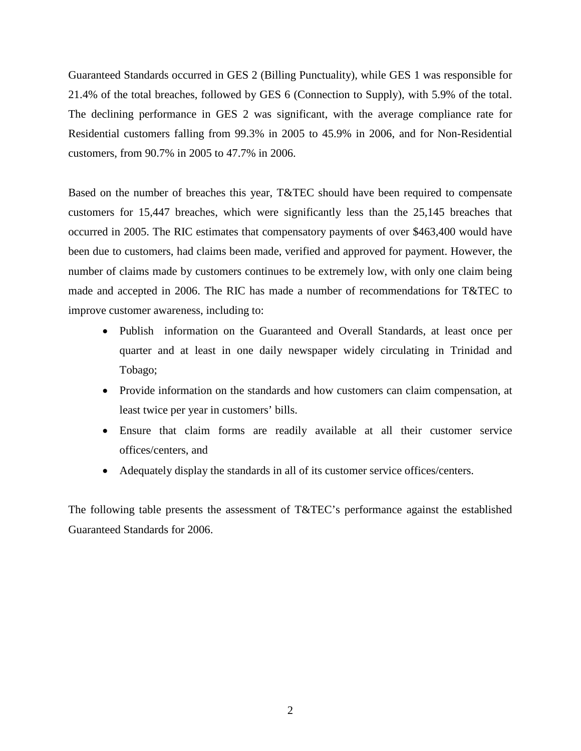Guaranteed Standards occurred in GES 2 (Billing Punctuality), while GES 1 was responsible for 21.4% of the total breaches, followed by GES 6 (Connection to Supply), with 5.9% of the total. The declining performance in GES 2 was significant, with the average compliance rate for Residential customers falling from 99.3% in 2005 to 45.9% in 2006, and for Non-Residential customers, from 90.7% in 2005 to 47.7% in 2006.

Based on the number of breaches this year, T&TEC should have been required to compensate customers for 15,447 breaches, which were significantly less than the 25,145 breaches that occurred in 2005. The RIC estimates that compensatory payments of over $463,400 would have been due to customers, had claims been made, verified and approved for payment. However, the number of claims made by customers continues to be extremely low, with only one claim being made and accepted in 2006. The RIC has made a number of recommendations for T&TEC to improve customer awareness, including to:

- Publish information on the Guaranteed and Overall Standards, at least once per quarter and at least in one daily newspaper widely circulating in Trinidad and Tobago;
- Provide information on the standards and how customers can claim compensation, at least twice per year in customers' bills.
- Ensure that claim forms are readily available at all their customer service offices/centers, and
- Adequately display the standards in all of its customer service offices/centers.

The following table presents the assessment of T&TEC's performance against the established Guaranteed Standards for 2006.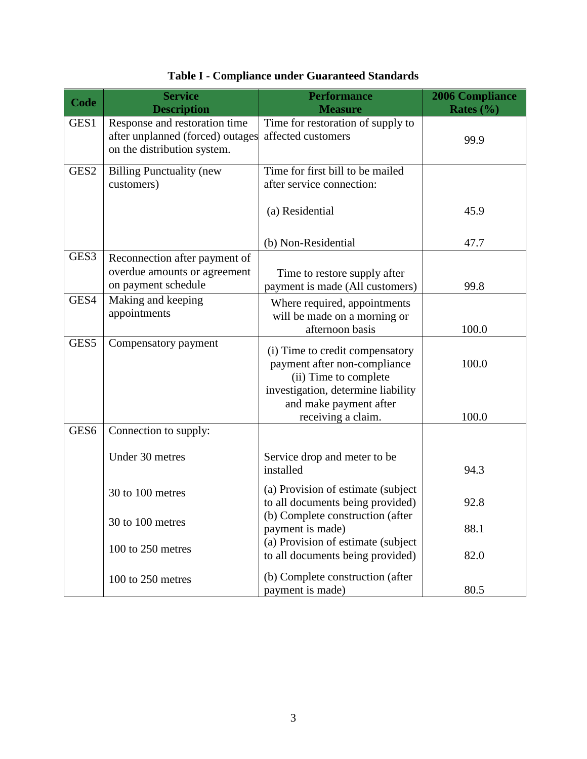**Table I - Compliance under Guaranteed Standards**

| Code | Service Description | Performance Measure | 2006 Compliance Rates (%) |
|---|---|---|---|
| GES1 | Response and restoration time after unplanned (forced) outages on the distribution system. | Time for restoration of supply to affected customers | 99.9 |
| GES2 | Billing Punctuality (new customers) | Time for first bill to be mailed after service connection: | |
| | | (a) Residential | 45.9 |
| | | (b) Non-Residential | 47.7 |
| GES3 | Reconnection after payment of overdue amounts or agreement on payment schedule | Time to restore supply after payment is made (All customers) | 99.8 |
| GES4 | Making and keeping appointments | Where required, appointments will be made on a morning or afternoon basis | 100.0 |
| GES5 | Compensatory payment | (i) Time to credit compensatory payment after non-compliance | 100.0 |
| | | (ii) Time to complete investigation, determine liability and make payment after receiving a claim. | 100.0 |
| GES6 | Connection to supply: | | |
| | Under 30 metres | Service drop and meter to be installed | 94.3 |
| | 30 to 100 metres | (a) Provision of estimate (subject to all documents being provided) | 92.8 |
| | 30 to 100 metres | (b) Complete construction (after payment is made) | 88.1 |
| | 100 to 250 metres | (a) Provision of estimate (subject to all documents being provided) | 82.0 |
| | 100 to 250 metres | (b) Complete construction (after payment is made) | 80.5 |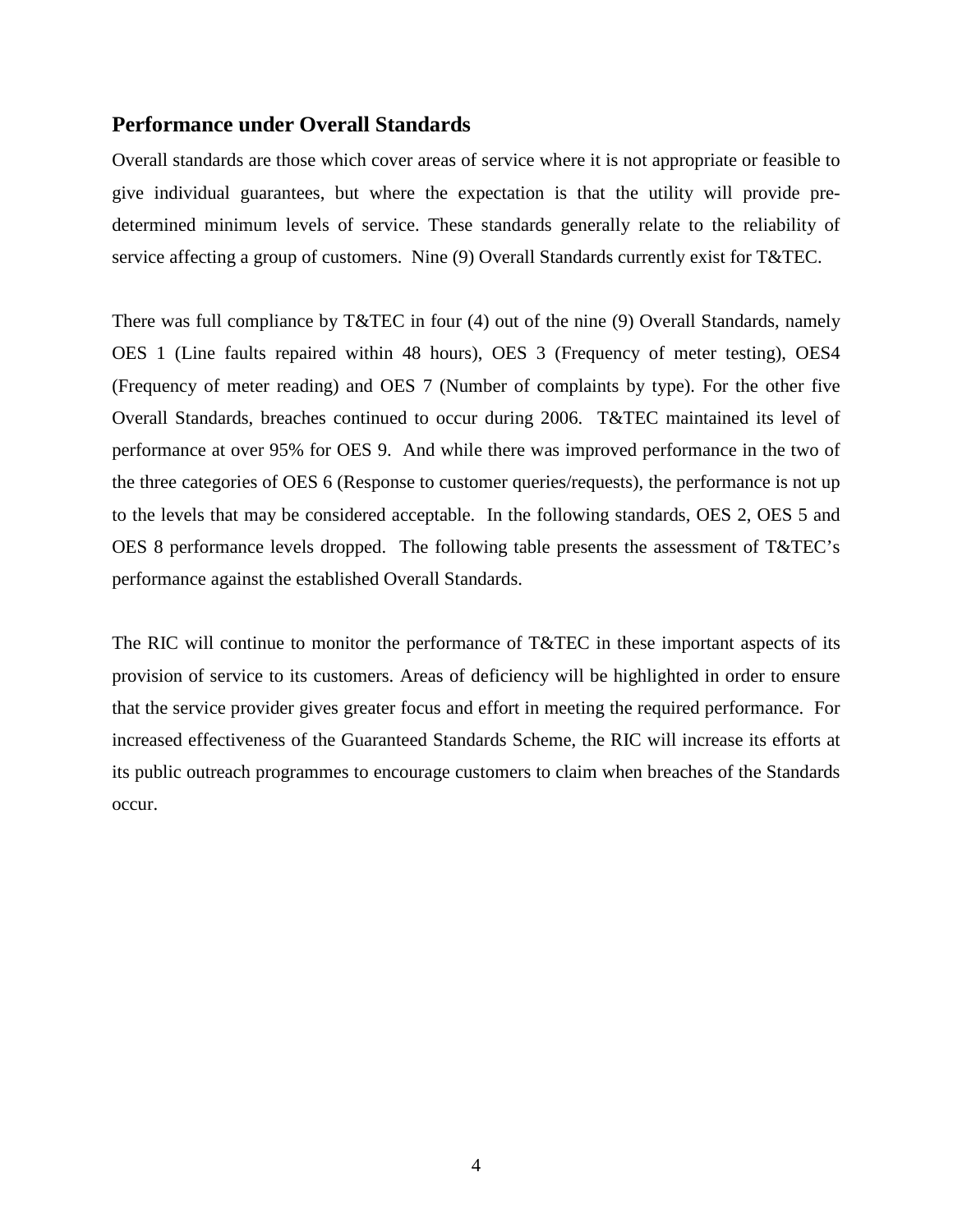## Performance under Overall Standards

Overall standards are those which cover areas of service where it is not appropriate or feasible to give individual guarantees, but where the expectation is that the utility will provide pre-determined minimum levels of service. These standards generally relate to the reliability of service affecting a group of customers. Nine (9) Overall Standards currently exist for T&TEC.

There was full compliance by T&TEC in four (4) out of the nine (9) Overall Standards, namely OES 1 (Line faults repaired within 48 hours), OES 3 (Frequency of meter testing), OES4 (Frequency of meter reading) and OES 7 (Number of complaints by type). For the other five Overall Standards, breaches continued to occur during 2006. T&TEC maintained its level of performance at over 95% for OES 9. And while there was improved performance in the two of the three categories of OES 6 (Response to customer queries/requests), the performance is not up to the levels that may be considered acceptable. In the following standards, OES 2, OES 5 and OES 8 performance levels dropped. The following table presents the assessment of T&TEC's performance against the established Overall Standards.

The RIC will continue to monitor the performance of T&TEC in these important aspects of its provision of service to its customers. Areas of deficiency will be highlighted in order to ensure that the service provider gives greater focus and effort in meeting the required performance. For increased effectiveness of the Guaranteed Standards Scheme, the RIC will increase its efforts at its public outreach programmes to encourage customers to claim when breaches of the Standards occur.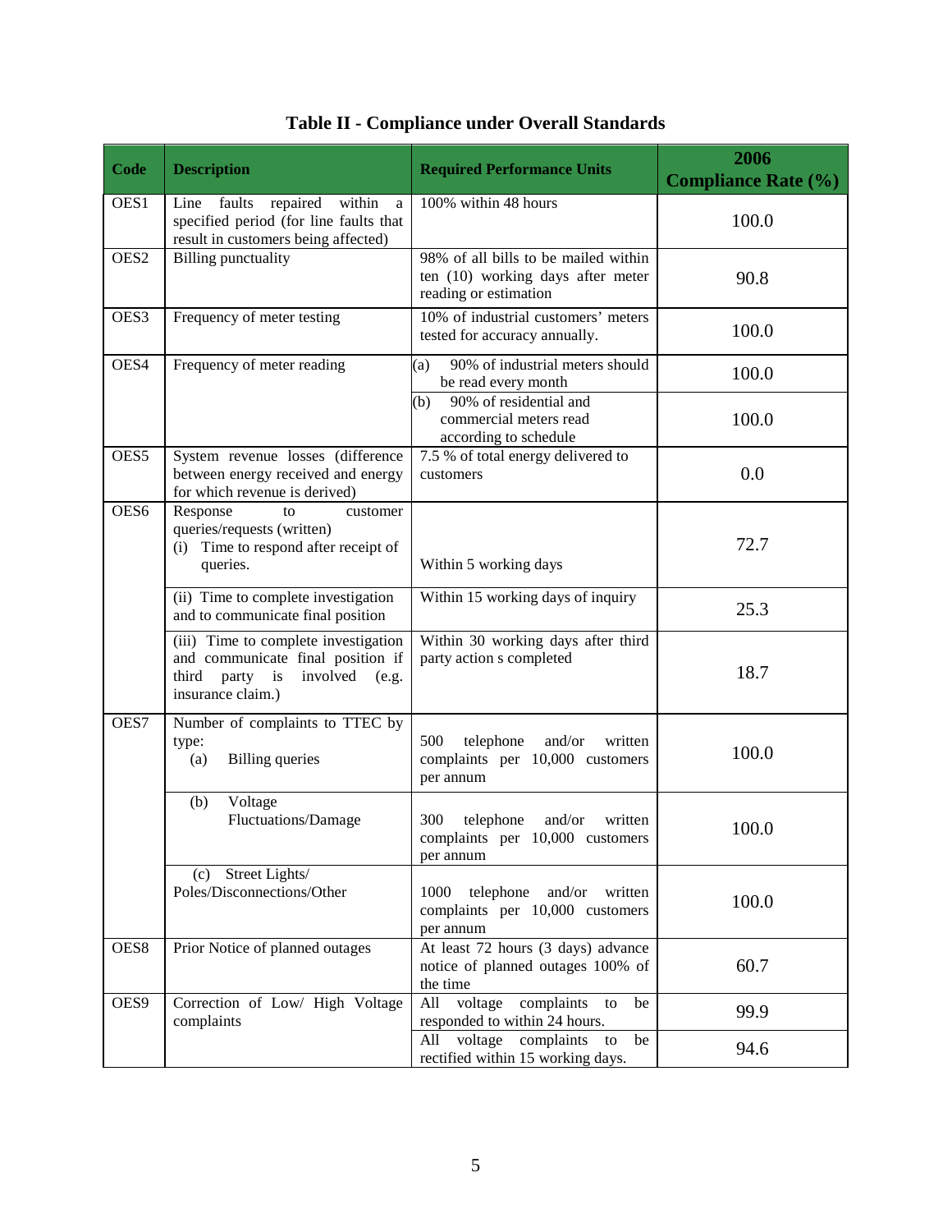# Table II - Compliance under Overall Standards

| Code | Description | Required Performance Units | 2006 Compliance Rate (%) |
|---|---|---|---|
| OES1 | Line faults repaired within a specified period (for line faults that result in customers being affected) | 100% within 48 hours | 100.0 |
| OES2 | Billing punctuality | 98% of all bills to be mailed within ten (10) working days after meter reading or estimation | 90.8 |
| OES3 | Frequency of meter testing | 10% of industrial customers' meters tested for accuracy annually. | 100.0 |
| OES4 | Frequency of meter reading | (a) 90% of industrial meters should be read every month | 100.0 |
| | | (b) 90% of residential and commercial meters read according to schedule | 100.0 |
| OES5 | System revenue losses (difference between energy received and energy for which revenue is derived) | 7.5 % of total energy delivered to customers | 0.0 |
| OES6 | Response to customer queries/requests (written) (i) Time to respond after receipt of queries. | Within 5 working days | 72.7 |
| | (ii) Time to complete investigation and to communicate final position | Within 15 working days of inquiry | 25.3 |
| | (iii) Time to complete investigation and communicate final position if third party is involved (e.g. insurance claim.) | Within 30 working days after third party action s completed | 18.7 |
| OES7 | Number of complaints to TTEC by type: (a) Billing queries | 500 telephone and/or written complaints per 10,000 customers per annum | 100.0 |
| | (b) Voltage Fluctuations/Damage | 300 telephone and/or written complaints per 10,000 customers per annum | 100.0 |
| | (c) Street Lights/ Poles/Disconnections/Other | 1000 telephone and/or written complaints per 10,000 customers per annum | 100.0 |
| OES8 | Prior Notice of planned outages | At least 72 hours (3 days) advance notice of planned outages 100% of the time | 60.7 |
| OES9 | Correction of Low/ High Voltage complaints | All voltage complaints to be responded to within 24 hours. | 99.9 |
| | | All voltage complaints to be rectified within 15 working days. | 94.6 |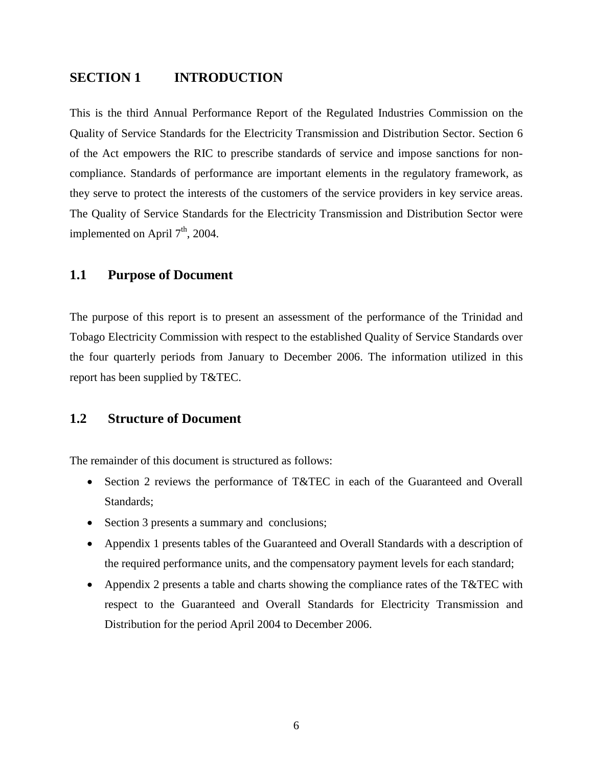# SECTION 1 INTRODUCTION

This is the third Annual Performance Report of the Regulated Industries Commission on the Quality of Service Standards for the Electricity Transmission and Distribution Sector. Section 6 of the Act empowers the RIC to prescribe standards of service and impose sanctions for non-compliance. Standards of performance are important elements in the regulatory framework, as they serve to protect the interests of the customers of the service providers in key service areas. The Quality of Service Standards for the Electricity Transmission and Distribution Sector were implemented on April 7th, 2004.

## 1.1 Purpose of Document

The purpose of this report is to present an assessment of the performance of the Trinidad and Tobago Electricity Commission with respect to the established Quality of Service Standards over the four quarterly periods from January to December 2006. The information utilized in this report has been supplied by T&TEC.

## 1.2 Structure of Document

The remainder of this document is structured as follows:

- Section 2 reviews the performance of T&TEC in each of the Guaranteed and Overall Standards;
- Section 3 presents a summary and conclusions;
- Appendix 1 presents tables of the Guaranteed and Overall Standards with a description of the required performance units, and the compensatory payment levels for each standard;
- Appendix 2 presents a table and charts showing the compliance rates of the T&TEC with respect to the Guaranteed and Overall Standards for Electricity Transmission and Distribution for the period April 2004 to December 2006.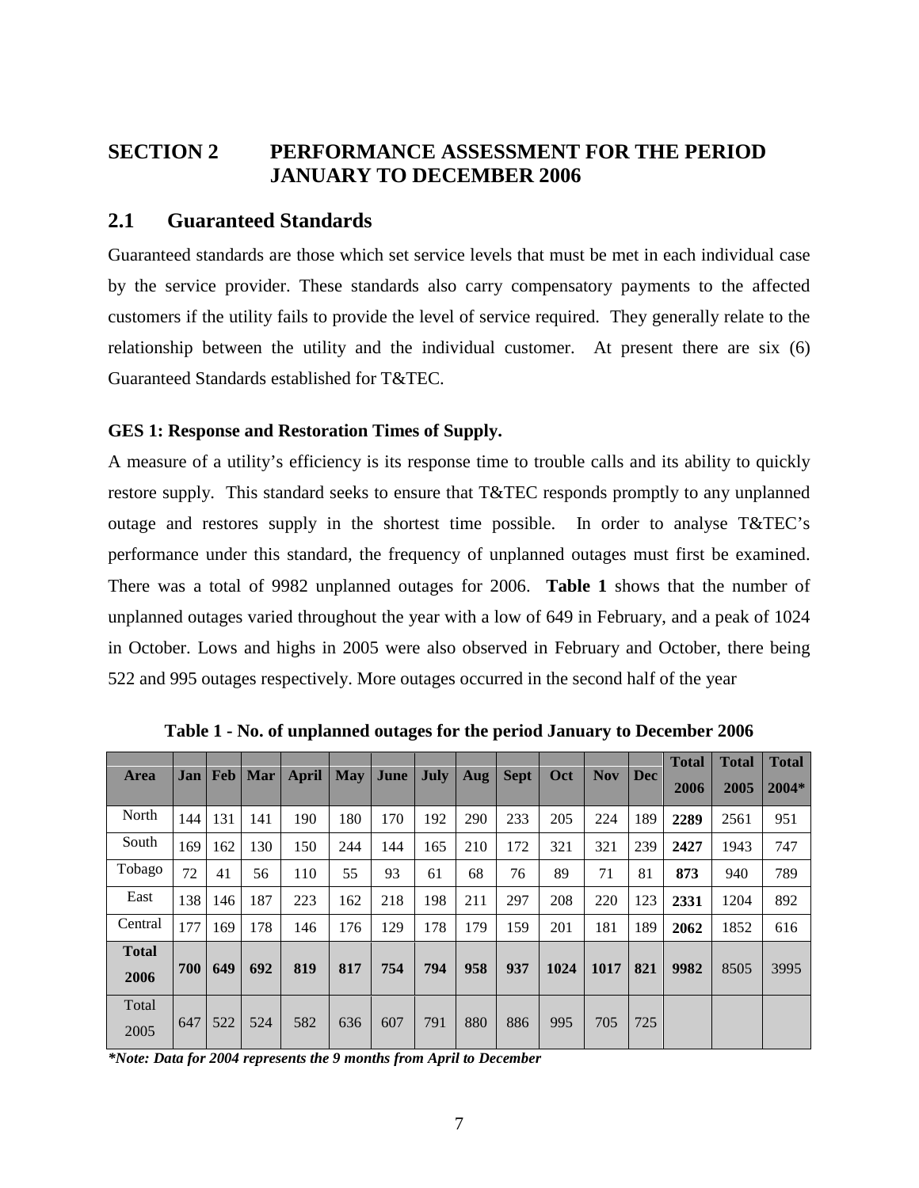# SECTION 2 PERFORMANCE ASSESSMENT FOR THE PERIOD JANUARY TO DECEMBER 2006

## 2.1 Guaranteed Standards

Guaranteed standards are those which set service levels that must be met in each individual case by the service provider. These standards also carry compensatory payments to the affected customers if the utility fails to provide the level of service required. They generally relate to the relationship between the utility and the individual customer. At present there are six (6) Guaranteed Standards established for T&TEC.

**GES 1: Response and Restoration Times of Supply.**

A measure of a utility's efficiency is its response time to trouble calls and its ability to quickly restore supply. This standard seeks to ensure that T&TEC responds promptly to any unplanned outage and restores supply in the shortest time possible. In order to analyse T&TEC's performance under this standard, the frequency of unplanned outages must first be examined. There was a total of 9982 unplanned outages for 2006. **Table 1** shows that the number of unplanned outages varied throughout the year with a low of 649 in February, and a peak of 1024 in October. Lows and highs in 2005 were also observed in February and October, there being 522 and 995 outages respectively. More outages occurred in the second half of the year

**Table 1 - No. of unplanned outages for the period January to December 2006**

| Area | Jan | Feb | Mar | April | May | June | July | Aug | Sept | Oct | Nov | Dec | Total 2006 | Total 2005 | Total 2004* |
|---|---|---|---|---|---|---|---|---|---|---|---|---|---|---|---|
| North | 144 | 131 | 141 | 190 | 180 | 170 | 192 | 290 | 233 | 205 | 224 | 189 | **2289** | 2561 | 951 |
| South | 169 | 162 | 130 | 150 | 244 | 144 | 165 | 210 | 172 | 321 | 321 | 239 | **2427** | 1943 | 747 |
| Tobago | 72 | 41 | 56 | 110 | 55 | 93 | 61 | 68 | 76 | 89 | 71 | 81 | **873** | 940 | 789 |
| East | 138 | 146 | 187 | 223 | 162 | 218 | 198 | 211 | 297 | 208 | 220 | 123 | **2331** | 1204 | 892 |
| Central | 177 | 169 | 178 | 146 | 176 | 129 | 178 | 179 | 159 | 201 | 181 | 189 | **2062** | 1852 | 616 |
| **Total 2006** | **700** | **649** | **692** | **819** | **817** | **754** | **794** | **958** | **937** | **1024** | **1017** | **821** | **9982** | 8505 | 3995 |
| Total 2005 | 647 | 522 | 524 | 582 | 636 | 607 | 791 | 880 | 886 | 995 | 705 | 725 | | | |

***Note: Data for 2004 represents the 9 months from April to December***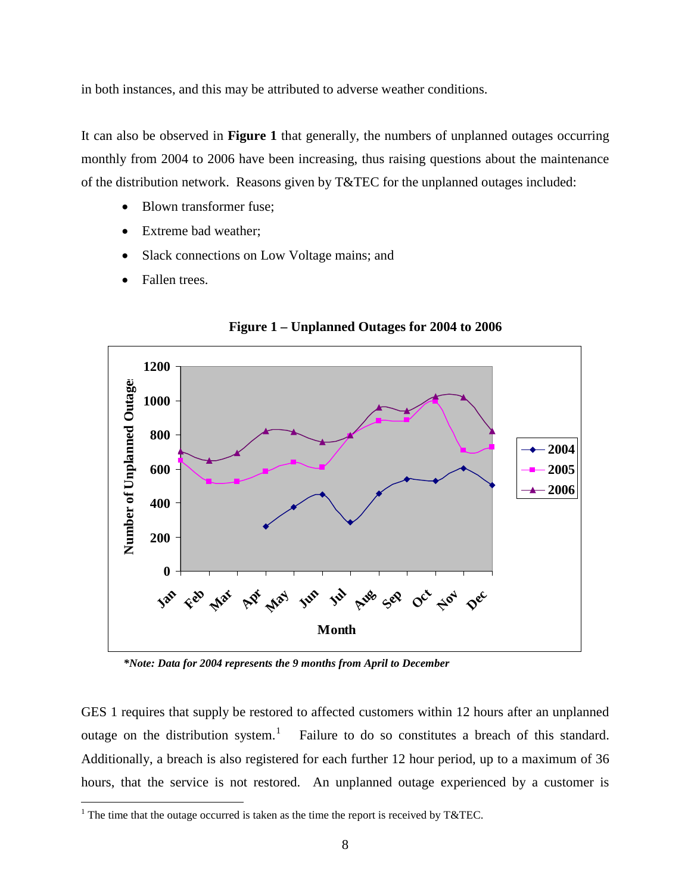in both instances, and this may be attributed to adverse weather conditions.

It can also be observed in **Figure 1** that generally, the numbers of unplanned outages occurring monthly from 2004 to 2006 have been increasing, thus raising questions about the maintenance of the distribution network. Reasons given by T&TEC for the unplanned outages included:

- Blown transformer fuse;
- Extreme bad weather;
- Slack connections on Low Voltage mains; and
- Fallen trees.

**Figure 1 – Unplanned Outages for 2004 to 2006**

***Note: Data for 2004 represents the 9 months from April to December***

GES 1 requires that supply be restored to affected customers within 12 hours after an unplanned outage on the distribution system.[1] Failure to do so constitutes a breach of this standard. Additionally, a breach is also registered for each further 12 hour period, up to a maximum of 36 hours, that the service is not restored. An unplanned outage experienced by a customer is

[1] The time that the outage occurred is taken as the time the report is received by T&TEC.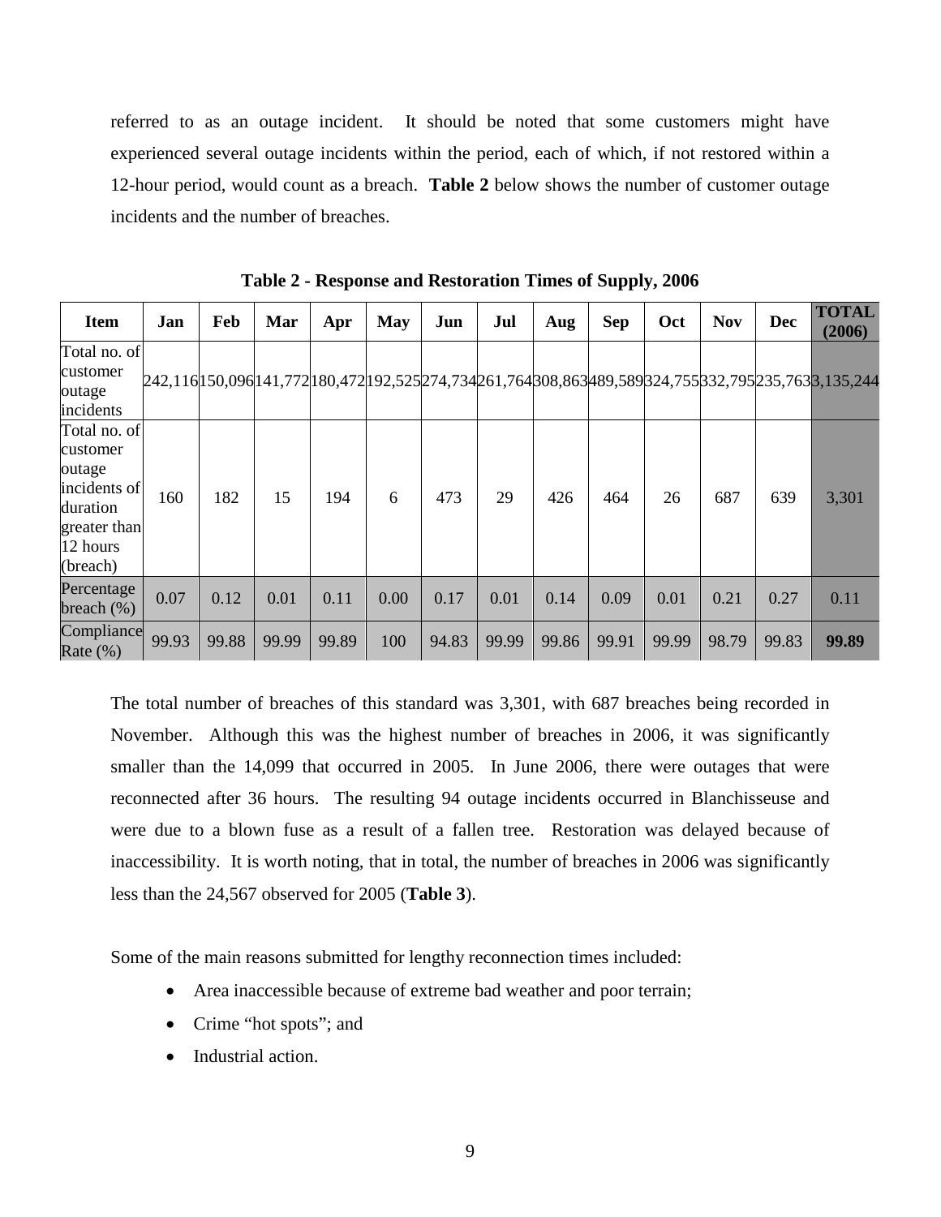referred to as an outage incident. It should be noted that some customers might have experienced several outage incidents within the period, each of which, if not restored within a 12-hour period, would count as a breach. **Table 2** below shows the number of customer outage incidents and the number of breaches.

**Table 2 - Response and Restoration Times of Supply, 2006**

| Item | Jan | Feb | Mar | Apr | May | Jun | Jul | Aug | Sep | Oct | Nov | Dec | TOTAL (2006) |
|---|---|---|---|---|---|---|---|---|---|---|---|---|---|
| Total no. of customer outage incidents | 242,116 | 150,096 | 141,772 | 180,472 | 192,525 | 274,734 | 261,764 | 308,863 | 489,589 | 324,755 | 332,795 | 235,763 | 3,135,244 |
| Total no. of customer outage incidents of duration greater than 12 hours (breach) | 160 | 182 | 15 | 194 | 6 | 473 | 29 | 426 | 464 | 26 | 687 | 639 | 3,301 |
| Percentage breach (%) | 0.07 | 0.12 | 0.01 | 0.11 | 0.00 | 0.17 | 0.01 | 0.14 | 0.09 | 0.01 | 0.21 | 0.27 | 0.11 |
| Compliance Rate (%) | 99.93 | 99.88 | 99.99 | 99.89 | 100 | 94.83 | 99.99 | 99.86 | 99.91 | 99.99 | 98.79 | 99.83 | **99.89** |

The total number of breaches of this standard was 3,301, with 687 breaches being recorded in November. Although this was the highest number of breaches in 2006, it was significantly smaller than the 14,099 that occurred in 2005. In June 2006, there were outages that were reconnected after 36 hours. The resulting 94 outage incidents occurred in Blanchisseuse and were due to a blown fuse as a result of a fallen tree. Restoration was delayed because of inaccessibility. It is worth noting, that in total, the number of breaches in 2006 was significantly less than the 24,567 observed for 2005 (**Table 3**).

Some of the main reasons submitted for lengthy reconnection times included:

- Area inaccessible because of extreme bad weather and poor terrain;
- Crime "hot spots"; and
- Industrial action.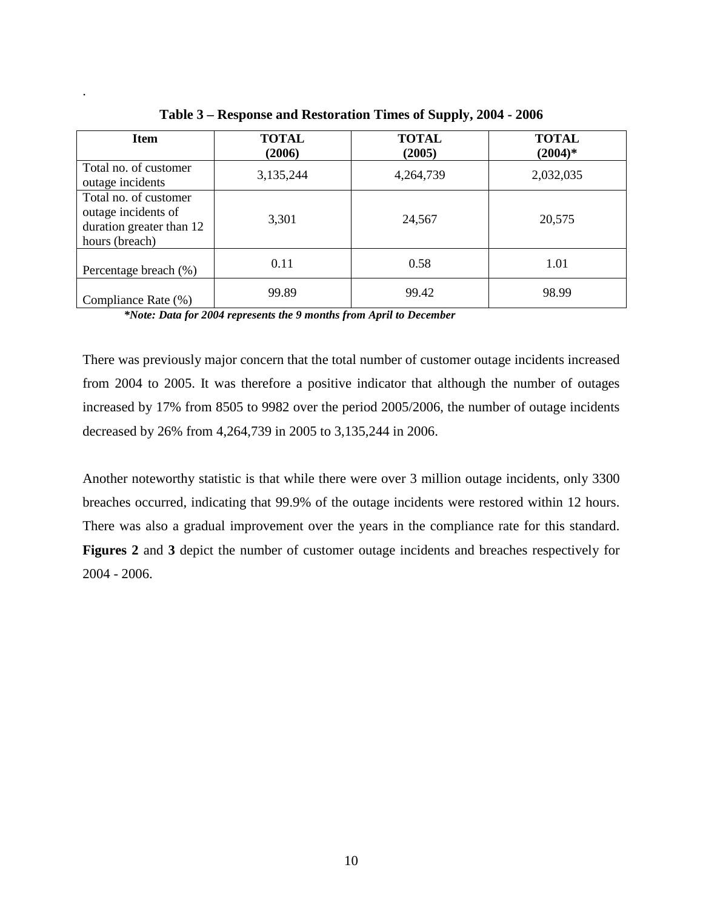**Table 3 – Response and Restoration Times of Supply, 2004 - 2006**

| Item | TOTAL (2006) | TOTAL (2005) | TOTAL (2004)* |
|---|---|---|---|
| Total no. of customer outage incidents | 3,135,244 | 4,264,739 | 2,032,035 |
| Total no. of customer outage incidents of duration greater than 12 hours (breach) | 3,301 | 24,567 | 20,575 |
| Percentage breach (%) | 0.11 | 0.58 | 1.01 |
| Compliance Rate (%) | 99.89 | 99.42 | 98.99 |

***Note: Data for 2004 represents the 9 months from April to December***

There was previously major concern that the total number of customer outage incidents increased from 2004 to 2005. It was therefore a positive indicator that although the number of outages increased by 17% from 8505 to 9982 over the period 2005/2006, the number of outage incidents decreased by 26% from 4,264,739 in 2005 to 3,135,244 in 2006.

Another noteworthy statistic is that while there were over 3 million outage incidents, only 3300 breaches occurred, indicating that 99.9% of the outage incidents were restored within 12 hours. There was also a gradual improvement over the years in the compliance rate for this standard. **Figures 2** and **3** depict the number of customer outage incidents and breaches respectively for 2004 - 2006.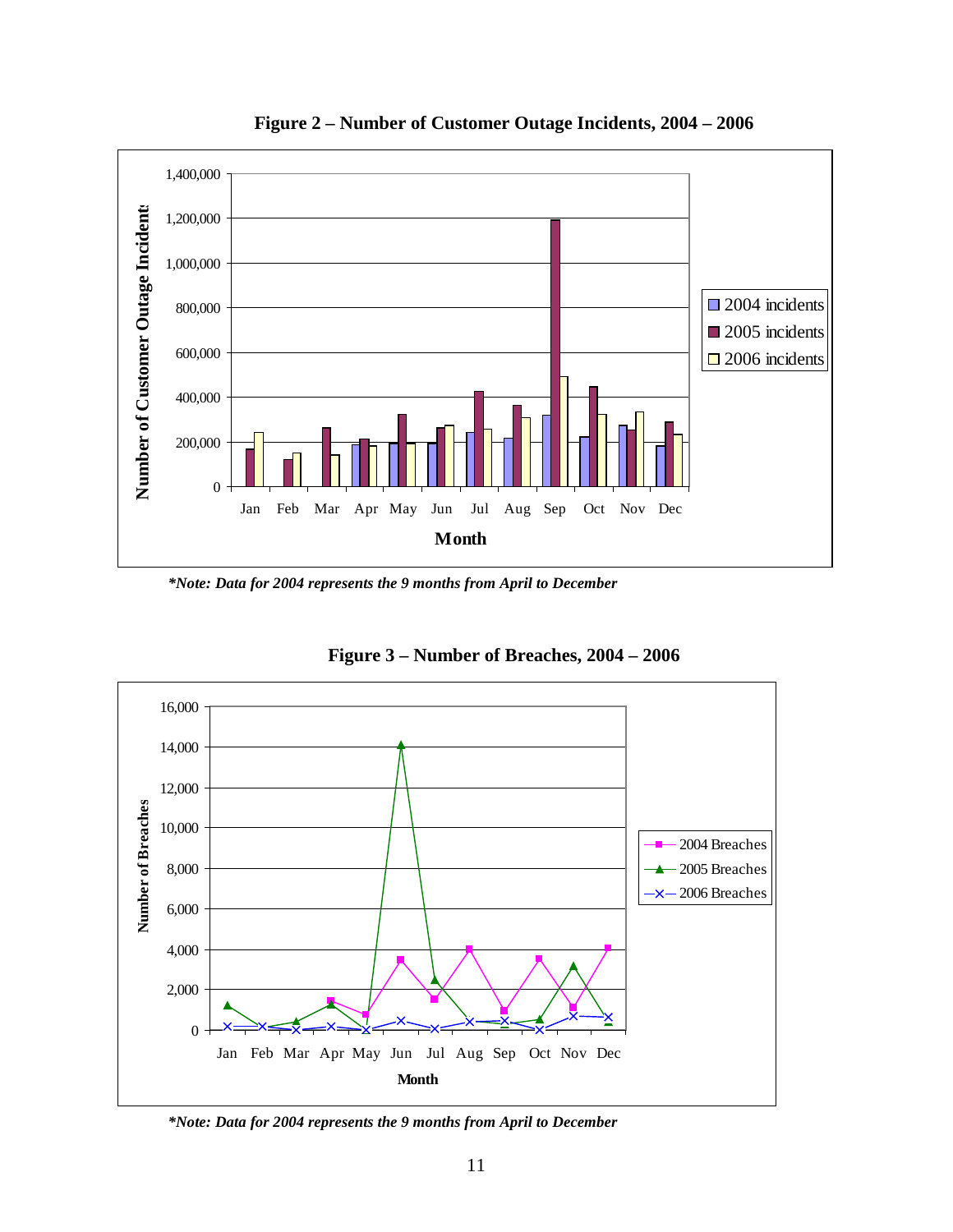**Figure 2 – Number of Customer Outage Incidents, 2004 – 2006**

*\*Note: Data for 2004 represents the 9 months from April to December*

**Figure 3 – Number of Breaches, 2004 – 2006**

*\*Note: Data for 2004 represents the 9 months from April to December*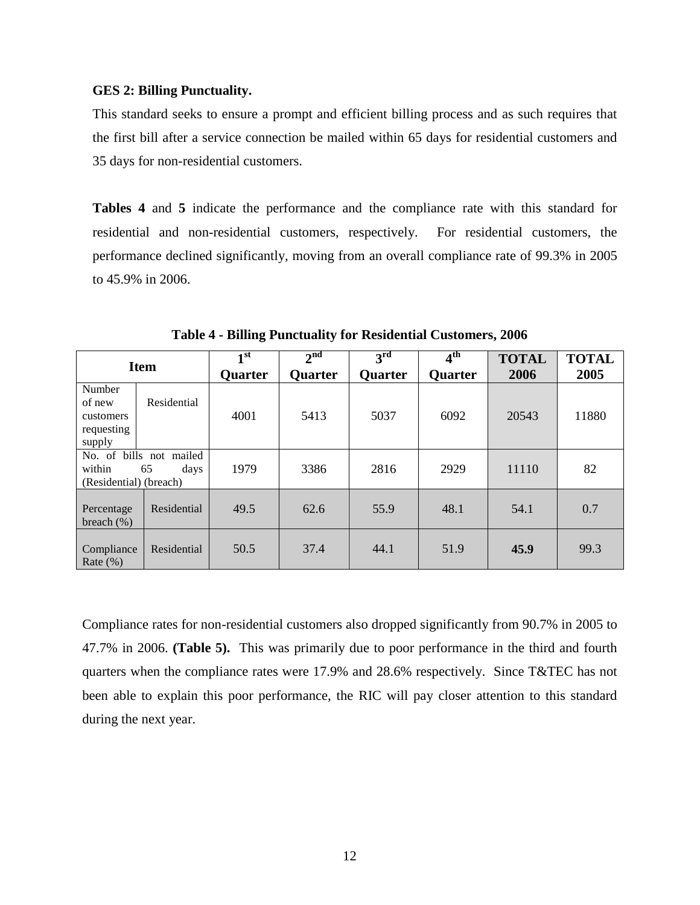**GES 2: Billing Punctuality.**

This standard seeks to ensure a prompt and efficient billing process and as such requires that the first bill after a service connection be mailed within 65 days for residential customers and 35 days for non-residential customers.

**Tables 4** and **5** indicate the performance and the compliance rate with this standard for residential and non-residential customers, respectively. For residential customers, the performance declined significantly, moving from an overall compliance rate of 99.3% in 2005 to 45.9% in 2006.

**Table 4 - Billing Punctuality for Residential Customers, 2006**

| Item | | 1st Quarter | 2nd Quarter | 3rd Quarter | 4th Quarter | TOTAL 2006 | TOTAL 2005 |
|---|---|---|---|---|---|---|---|
| Number of new customers requesting supply | Residential | 4001 | 5413 | 5037 | 6092 | 20543 | 11880 |
| No. of bills not mailed within 65 days (Residential) (breach) | | 1979 | 3386 | 2816 | 2929 | 11110 | 82 |
| Percentage breach (%) | Residential | 49.5 | 62.6 | 55.9 | 48.1 | 54.1 | 0.7 |
| Compliance Rate (%) | Residential | 50.5 | 37.4 | 44.1 | 51.9 | **45.9** | 99.3 |

Compliance rates for non-residential customers also dropped significantly from 90.7% in 2005 to 47.7% in 2006. **(Table 5).** This was primarily due to poor performance in the third and fourth quarters when the compliance rates were 17.9% and 28.6% respectively. Since T&TEC has not been able to explain this poor performance, the RIC will pay closer attention to this standard during the next year.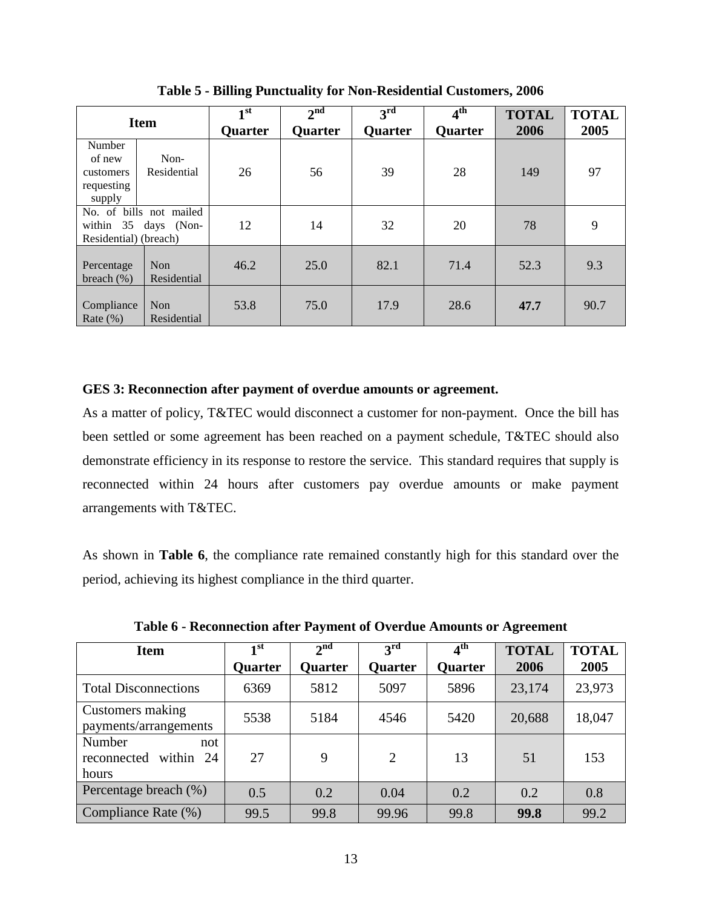**Table 5 - Billing Punctuality for Non-Residential Customers, 2006**

| Item | | 1st Quarter | 2nd Quarter | 3rd Quarter | 4th Quarter | TOTAL 2006 | TOTAL 2005 |
|---|---|---|---|---|---|---|---|
| Number of new customers requesting supply | Non-Residential | 26 | 56 | 39 | 28 | 149 | 97 |
| No. of bills not mailed within 35 days (Non-Residential) (breach) | | 12 | 14 | 32 | 20 | 78 | 9 |
| Percentage breach (%) | Non Residential | 46.2 | 25.0 | 82.1 | 71.4 | 52.3 | 9.3 |
| Compliance Rate (%) | Non Residential | 53.8 | 75.0 | 17.9 | 28.6 | **47.7** | 90.7 |

**GES 3: Reconnection after payment of overdue amounts or agreement.**

As a matter of policy, T&TEC would disconnect a customer for non-payment. Once the bill has been settled or some agreement has been reached on a payment schedule, T&TEC should also demonstrate efficiency in its response to restore the service. This standard requires that supply is reconnected within 24 hours after customers pay overdue amounts or make payment arrangements with T&TEC.

As shown in **Table 6**, the compliance rate remained constantly high for this standard over the period, achieving its highest compliance in the third quarter.

**Table 6 - Reconnection after Payment of Overdue Amounts or Agreement**

| Item | 1st Quarter | 2nd Quarter | 3rd Quarter | 4th Quarter | TOTAL 2006 | TOTAL 2005 |
|---|---|---|---|---|---|---|
| Total Disconnections | 6369 | 5812 | 5097 | 5896 | 23,174 | 23,973 |
| Customers making payments/arrangements | 5538 | 5184 | 4546 | 5420 | 20,688 | 18,047 |
| Number not reconnected within 24 hours | 27 | 9 | 2 | 13 | 51 | 153 |
| Percentage breach (%) | 0.5 | 0.2 | 0.04 | 0.2 | 0.2 | 0.8 |
| Compliance Rate (%) | 99.5 | 99.8 | 99.96 | 99.8 | **99.8** | 99.2 |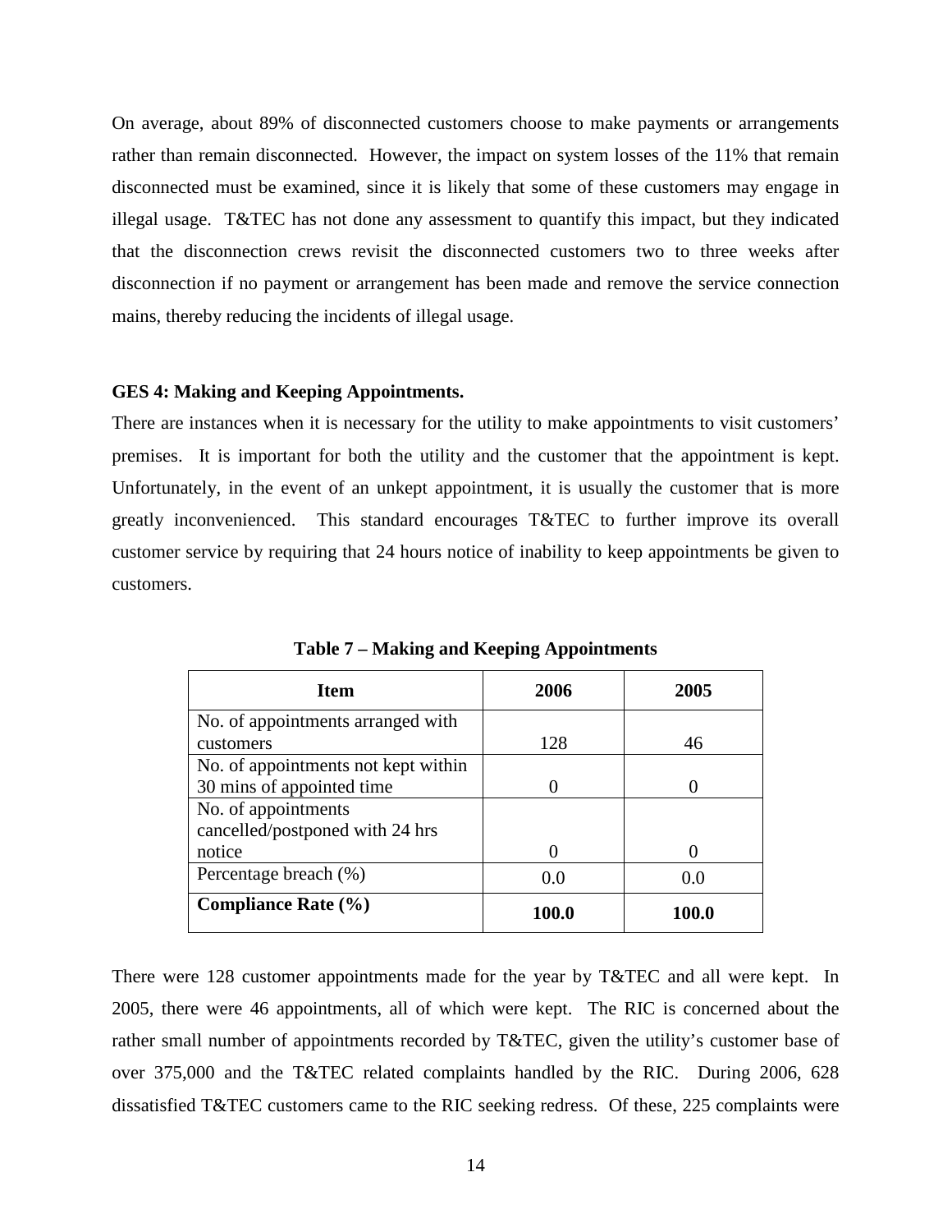On average, about 89% of disconnected customers choose to make payments or arrangements rather than remain disconnected. However, the impact on system losses of the 11% that remain disconnected must be examined, since it is likely that some of these customers may engage in illegal usage. T&TEC has not done any assessment to quantify this impact, but they indicated that the disconnection crews revisit the disconnected customers two to three weeks after disconnection if no payment or arrangement has been made and remove the service connection mains, thereby reducing the incidents of illegal usage.

**GES 4: Making and Keeping Appointments.**

There are instances when it is necessary for the utility to make appointments to visit customers' premises. It is important for both the utility and the customer that the appointment is kept. Unfortunately, in the event of an unkept appointment, it is usually the customer that is more greatly inconvenienced. This standard encourages T&TEC to further improve its overall customer service by requiring that 24 hours notice of inability to keep appointments be given to customers.

**Table 7 – Making and Keeping Appointments**

| Item | 2006 | 2005 |
|---|---|---|
| No. of appointments arranged with customers | 128 | 46 |
| No. of appointments not kept within 30 mins of appointed time | 0 | 0 |
| No. of appointments cancelled/postponed with 24 hrs notice | 0 | 0 |
| Percentage breach (%) | 0.0 | 0.0 |
| **Compliance Rate (%)** | **100.0** | **100.0** |

There were 128 customer appointments made for the year by T&TEC and all were kept. In 2005, there were 46 appointments, all of which were kept. The RIC is concerned about the rather small number of appointments recorded by T&TEC, given the utility's customer base of over 375,000 and the T&TEC related complaints handled by the RIC. During 2006, 628 dissatisfied T&TEC customers came to the RIC seeking redress. Of these, 225 complaints were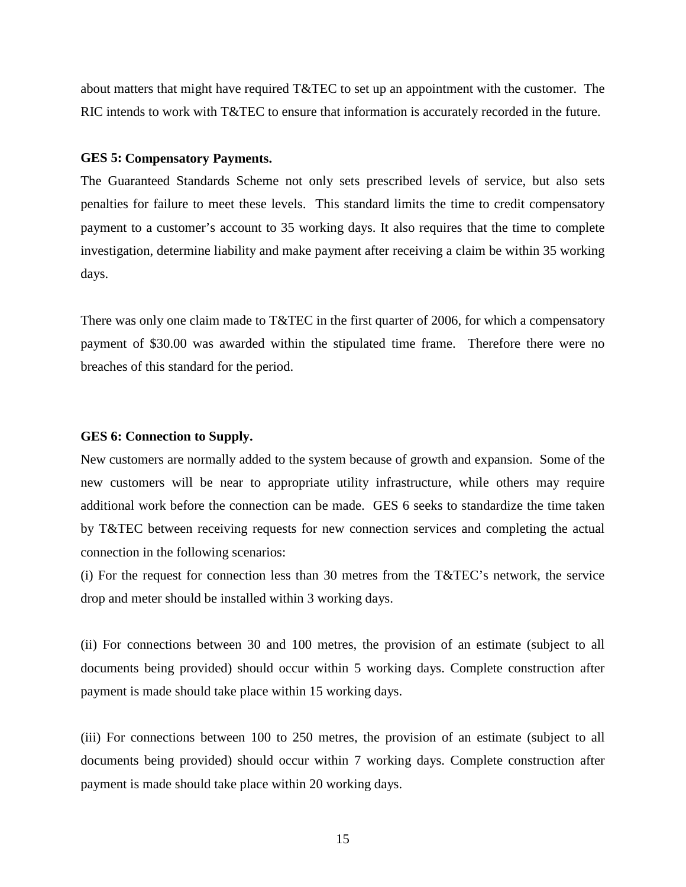about matters that might have required T&TEC to set up an appointment with the customer. The RIC intends to work with T&TEC to ensure that information is accurately recorded in the future.

**GES 5: Compensatory Payments.**

The Guaranteed Standards Scheme not only sets prescribed levels of service, but also sets penalties for failure to meet these levels. This standard limits the time to credit compensatory payment to a customer's account to 35 working days. It also requires that the time to complete investigation, determine liability and make payment after receiving a claim be within 35 working days.

There was only one claim made to T&TEC in the first quarter of 2006, for which a compensatory payment of $30.00 was awarded within the stipulated time frame. Therefore there were no breaches of this standard for the period.

**GES 6: Connection to Supply.**

New customers are normally added to the system because of growth and expansion. Some of the new customers will be near to appropriate utility infrastructure, while others may require additional work before the connection can be made. GES 6 seeks to standardize the time taken by T&TEC between receiving requests for new connection services and completing the actual connection in the following scenarios:

(i) For the request for connection less than 30 metres from the T&TEC's network, the service drop and meter should be installed within 3 working days.

(ii) For connections between 30 and 100 metres, the provision of an estimate (subject to all documents being provided) should occur within 5 working days. Complete construction after payment is made should take place within 15 working days.

(iii) For connections between 100 to 250 metres, the provision of an estimate (subject to all documents being provided) should occur within 7 working days. Complete construction after payment is made should take place within 20 working days.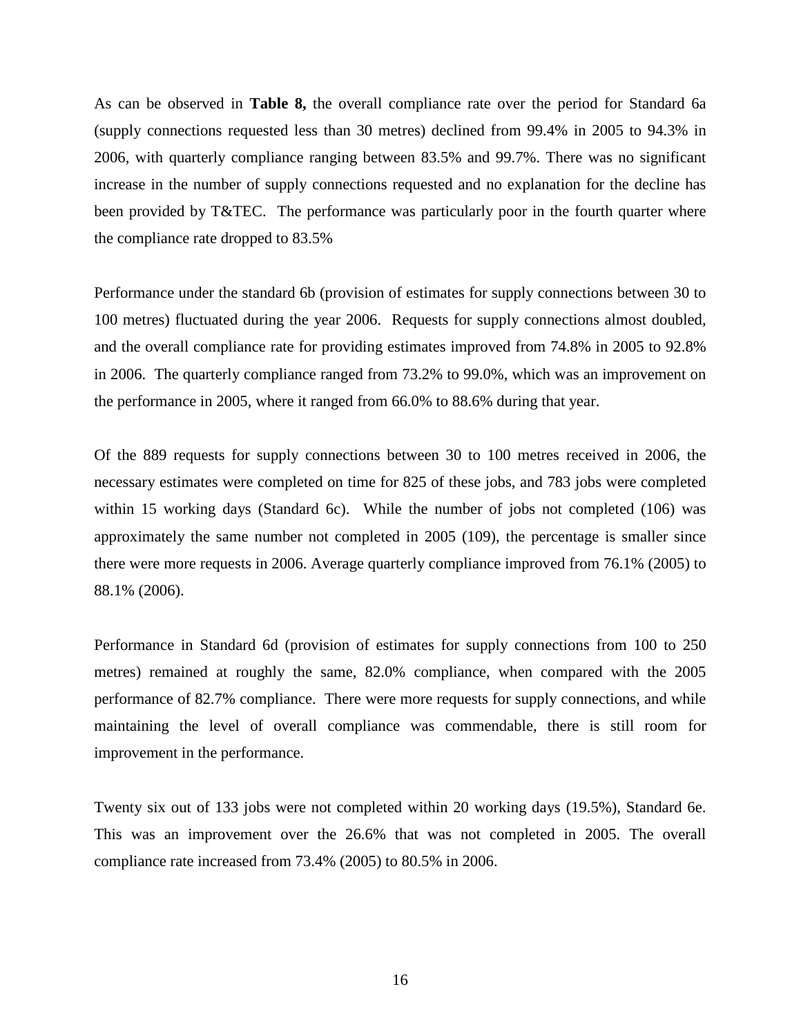As can be observed in **Table 8,** the overall compliance rate over the period for Standard 6a (supply connections requested less than 30 metres) declined from 99.4% in 2005 to 94.3% in 2006, with quarterly compliance ranging between 83.5% and 99.7%. There was no significant increase in the number of supply connections requested and no explanation for the decline has been provided by T&TEC. The performance was particularly poor in the fourth quarter where the compliance rate dropped to 83.5%

Performance under the standard 6b (provision of estimates for supply connections between 30 to 100 metres) fluctuated during the year 2006. Requests for supply connections almost doubled, and the overall compliance rate for providing estimates improved from 74.8% in 2005 to 92.8% in 2006. The quarterly compliance ranged from 73.2% to 99.0%, which was an improvement on the performance in 2005, where it ranged from 66.0% to 88.6% during that year.

Of the 889 requests for supply connections between 30 to 100 metres received in 2006, the necessary estimates were completed on time for 825 of these jobs, and 783 jobs were completed within 15 working days (Standard 6c). While the number of jobs not completed (106) was approximately the same number not completed in 2005 (109), the percentage is smaller since there were more requests in 2006. Average quarterly compliance improved from 76.1% (2005) to 88.1% (2006).

Performance in Standard 6d (provision of estimates for supply connections from 100 to 250 metres) remained at roughly the same, 82.0% compliance, when compared with the 2005 performance of 82.7% compliance. There were more requests for supply connections, and while maintaining the level of overall compliance was commendable, there is still room for improvement in the performance.

Twenty six out of 133 jobs were not completed within 20 working days (19.5%), Standard 6e. This was an improvement over the 26.6% that was not completed in 2005. The overall compliance rate increased from 73.4% (2005) to 80.5% in 2006.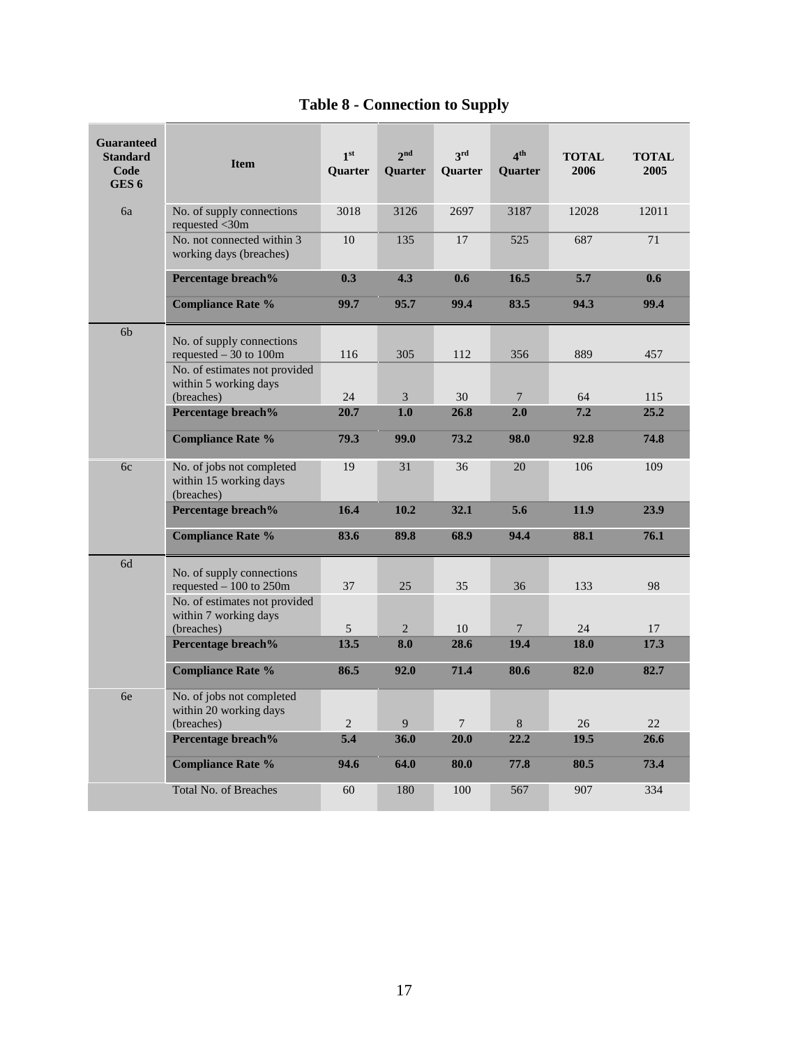# Table 8 - Connection to Supply

| Guaranteed Standard Code GES 6 | Item | 1st Quarter | 2nd Quarter | 3rd Quarter | 4th Quarter | TOTAL 2006 | TOTAL 2005 |
|---|---|---|---|---|---|---|---|
| 6a | No. of supply connections requested <30m | 3018 | 3126 | 2697 | 3187 | 12028 | 12011 |
| | No. not connected within 3 working days (breaches) | 10 | 135 | 17 | 525 | 687 | 71 |
| | **Percentage breach%** | **0.3** | **4.3** | **0.6** | **16.5** | **5.7** | **0.6** |
| | **Compliance Rate %** | **99.7** | **95.7** | **99.4** | **83.5** | **94.3** | **99.4** |
| 6b | No. of supply connections requested – 30 to 100m | 116 | 305 | 112 | 356 | 889 | 457 |
| | No. of estimates not provided within 5 working days (breaches) | 24 | 3 | 30 | 7 | 64 | 115 |
| | **Percentage breach%** | **20.7** | **1.0** | **26.8** | **2.0** | **7.2** | **25.2** |
| | **Compliance Rate %** | **79.3** | **99.0** | **73.2** | **98.0** | **92.8** | **74.8** |
| 6c | No. of jobs not completed within 15 working days (breaches) | 19 | 31 | 36 | 20 | 106 | 109 |
| | **Percentage breach%** | **16.4** | **10.2** | **32.1** | **5.6** | **11.9** | **23.9** |
| | **Compliance Rate %** | **83.6** | **89.8** | **68.9** | **94.4** | **88.1** | **76.1** |
| 6d | No. of supply connections requested – 100 to 250m | 37 | 25 | 35 | 36 | 133 | 98 |
| | No. of estimates not provided within 7 working days (breaches) | 5 | 2 | 10 | 7 | 24 | 17 |
| | **Percentage breach%** | **13.5** | **8.0** | **28.6** | **19.4** | **18.0** | **17.3** |
| | **Compliance Rate %** | **86.5** | **92.0** | **71.4** | **80.6** | **82.0** | **82.7** |
| 6e | No. of jobs not completed within 20 working days (breaches) | 2 | 9 | 7 | 8 | 26 | 22 |
| | **Percentage breach%** | **5.4** | **36.0** | **20.0** | **22.2** | **19.5** | **26.6** |
| | **Compliance Rate %** | **94.6** | **64.0** | **80.0** | **77.8** | **80.5** | **73.4** |
| | Total No. of Breaches | 60 | 180 | 100 | 567 | 907 | 334 |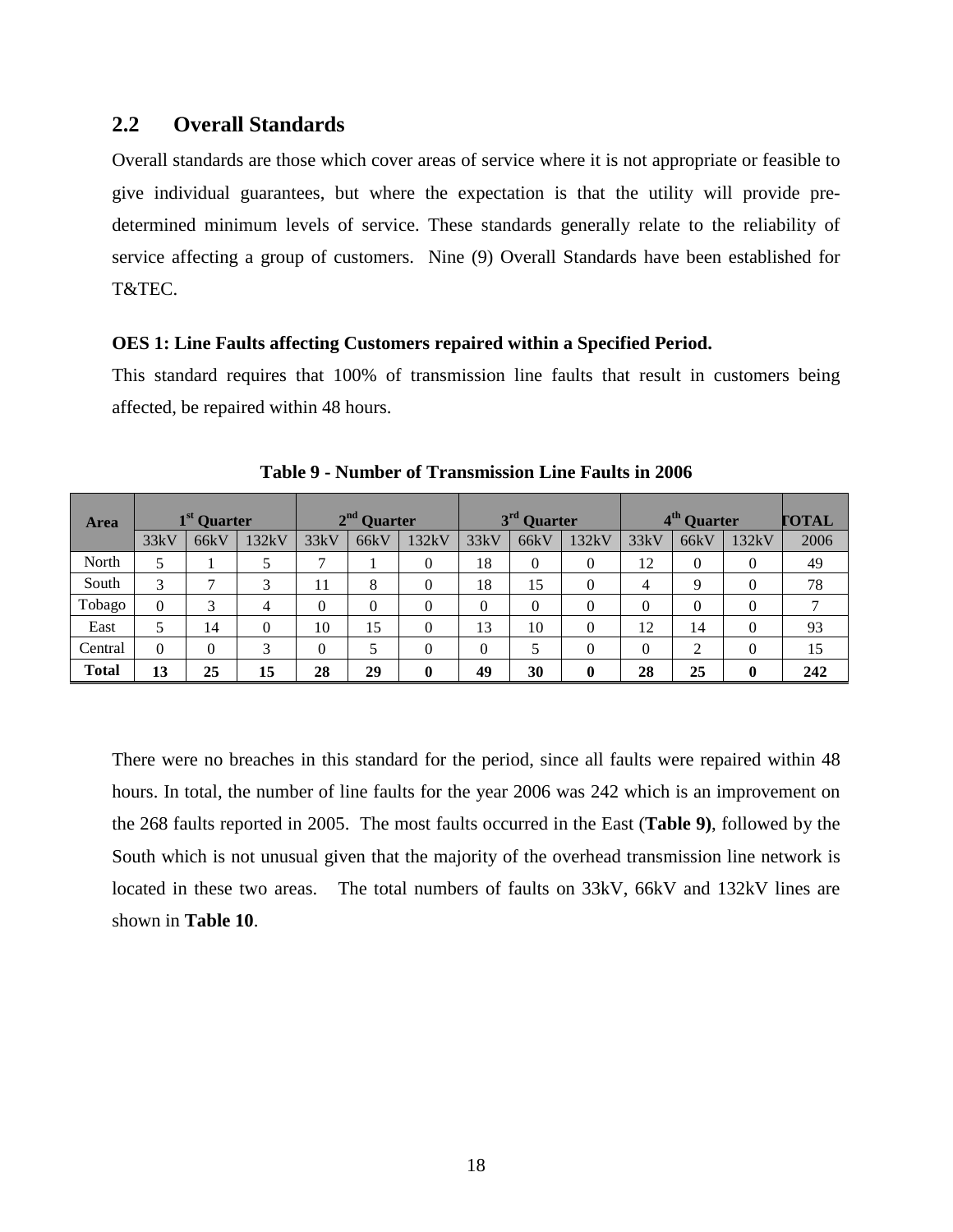## 2.2 Overall Standards

Overall standards are those which cover areas of service where it is not appropriate or feasible to give individual guarantees, but where the expectation is that the utility will provide pre-determined minimum levels of service. These standards generally relate to the reliability of service affecting a group of customers. Nine (9) Overall Standards have been established for T&TEC.

**OES 1: Line Faults affecting Customers repaired within a Specified Period.**

This standard requires that 100% of transmission line faults that result in customers being affected, be repaired within 48 hours.

**Table 9 - Number of Transmission Line Faults in 2006**

| Area | 1st Quarter | | | 2nd Quarter | | | 3rd Quarter | | | 4th Quarter | | | TOTAL |
|---|---|---|---|---|---|---|---|---|---|---|---|---|---|
| | 33kV | 66kV | 132kV | 33kV | 66kV | 132kV | 33kV | 66kV | 132kV | 33kV | 66kV | 132kV | 2006 |
| North | 5 | 1 | 5 | 7 | 1 | 0 | 18 | 0 | 0 | 12 | 0 | 0 | 49 |
| South | 3 | 7 | 3 | 11 | 8 | 0 | 18 | 15 | 0 | 4 | 9 | 0 | 78 |
| Tobago | 0 | 3 | 4 | 0 | 0 | 0 | 0 | 0 | 0 | 0 | 0 | 0 | 7 |
| East | 5 | 14 | 0 | 10 | 15 | 0 | 13 | 10 | 0 | 12 | 14 | 0 | 93 |
| Central | 0 | 0 | 3 | 0 | 5 | 0 | 0 | 5 | 0 | 0 | 2 | 0 | 15 |
| **Total** | **13** | **25** | **15** | **28** | **29** | **0** | **49** | **30** | **0** | **28** | **25** | **0** | **242** |

There were no breaches in this standard for the period, since all faults were repaired within 48 hours. In total, the number of line faults for the year 2006 was 242 which is an improvement on the 268 faults reported in 2005. The most faults occurred in the East (**Table 9)**, followed by the South which is not unusual given that the majority of the overhead transmission line network is located in these two areas. The total numbers of faults on 33kV, 66kV and 132kV lines are shown in **Table 10**.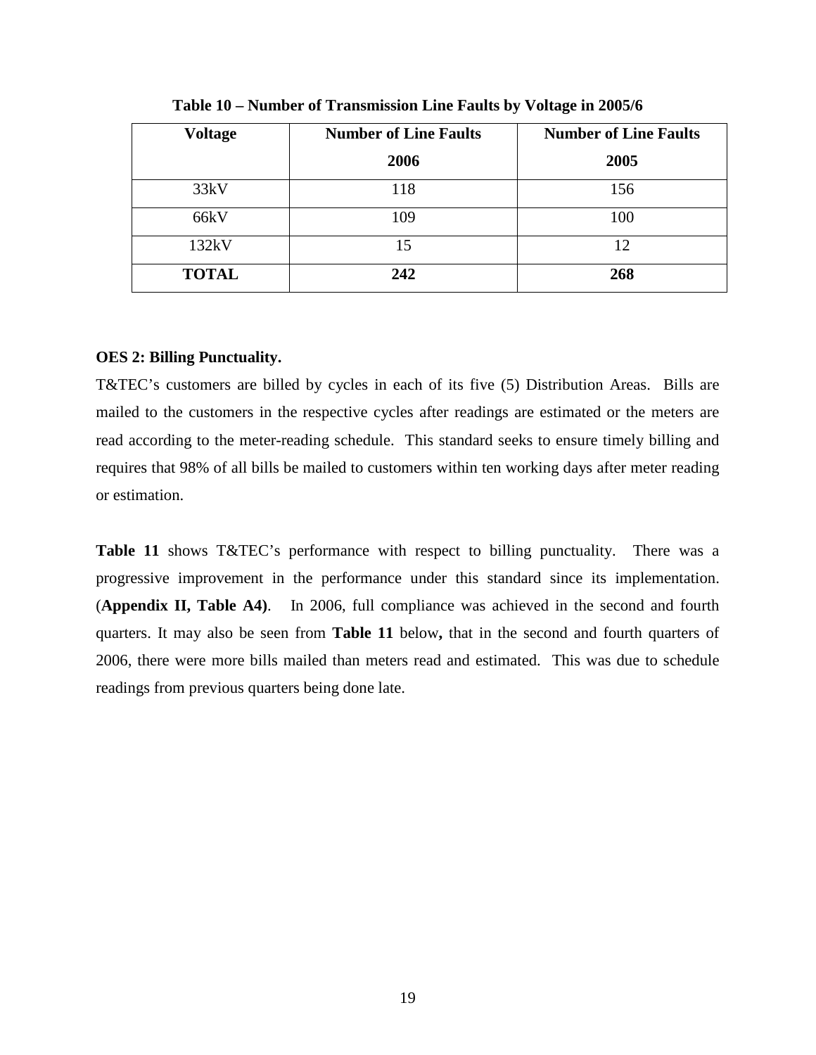**Table 10 – Number of Transmission Line Faults by Voltage in 2005/6**

| Voltage | Number of Line Faults 2006 | Number of Line Faults 2005 |
|---|---|---|
| 33kV | 118 | 156 |
| 66kV | 109 | 100 |
| 132kV | 15 | 12 |
| **TOTAL** | **242** | **268** |

**OES 2: Billing Punctuality.**

T&TEC's customers are billed by cycles in each of its five (5) Distribution Areas. Bills are mailed to the customers in the respective cycles after readings are estimated or the meters are read according to the meter-reading schedule. This standard seeks to ensure timely billing and requires that 98% of all bills be mailed to customers within ten working days after meter reading or estimation.

**Table 11** shows T&TEC's performance with respect to billing punctuality. There was a progressive improvement in the performance under this standard since its implementation. (**Appendix II, Table A4)**. In 2006, full compliance was achieved in the second and fourth quarters. It may also be seen from **Table 11** below**,** that in the second and fourth quarters of 2006, there were more bills mailed than meters read and estimated. This was due to schedule readings from previous quarters being done late.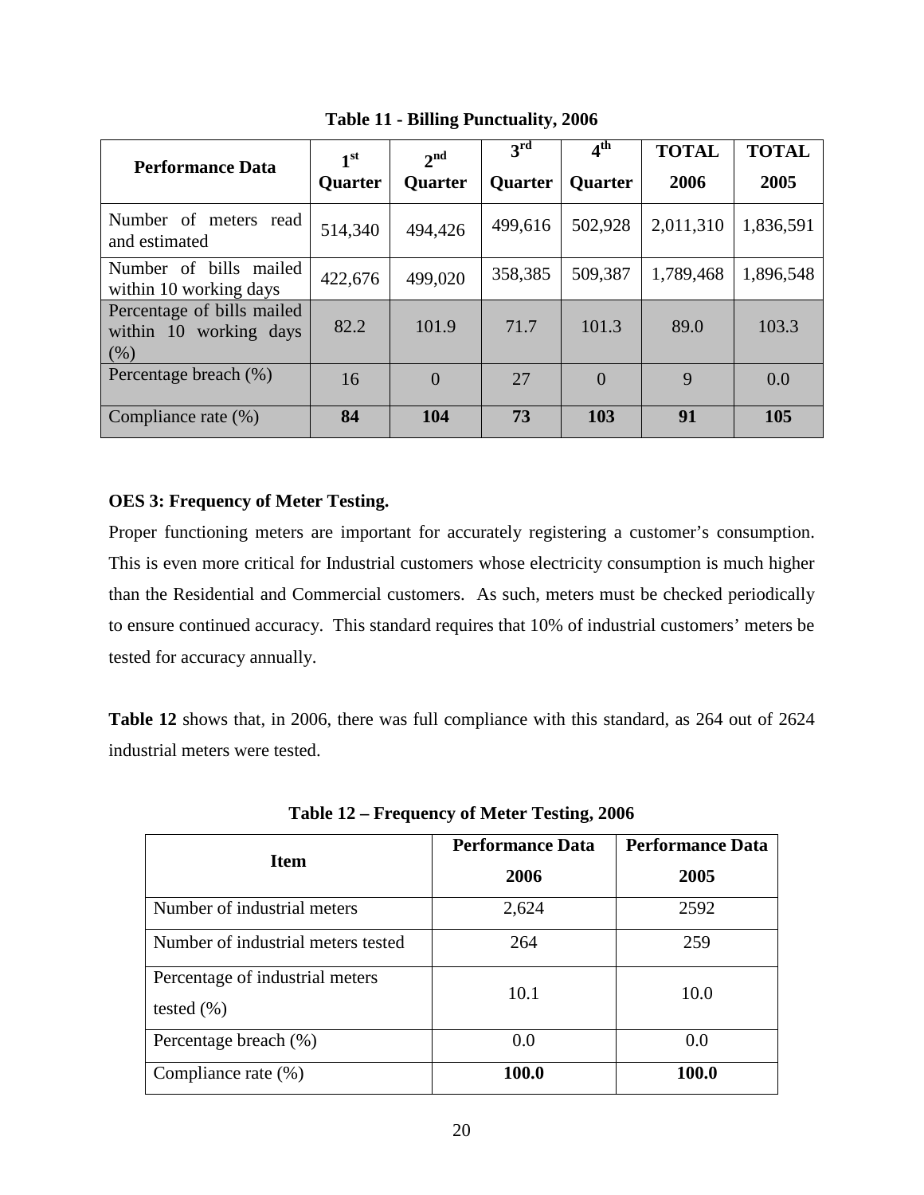**Table 11 - Billing Punctuality, 2006**

| Performance Data | 1st Quarter | 2nd Quarter | 3rd Quarter | 4th Quarter | TOTAL 2006 | TOTAL 2005 |
|---|---|---|---|---|---|---|
| Number of meters read and estimated | 514,340 | 494,426 | 499,616 | 502,928 | 2,011,310 | 1,836,591 |
| Number of bills mailed within 10 working days | 422,676 | 499,020 | 358,385 | 509,387 | 1,789,468 | 1,896,548 |
| Percentage of bills mailed within 10 working days (%) | 82.2 | 101.9 | 71.7 | 101.3 | 89.0 | 103.3 |
| Percentage breach (%) | 16 | 0 | 27 | 0 | 9 | 0.0 |
| Compliance rate (%) | **84** | **104** | **73** | **103** | **91** | **105** |

**OES 3: Frequency of Meter Testing.**

Proper functioning meters are important for accurately registering a customer's consumption. This is even more critical for Industrial customers whose electricity consumption is much higher than the Residential and Commercial customers. As such, meters must be checked periodically to ensure continued accuracy. This standard requires that 10% of industrial customers' meters be tested for accuracy annually.

**Table 12** shows that, in 2006, there was full compliance with this standard, as 264 out of 2624 industrial meters were tested.

**Table 12 – Frequency of Meter Testing, 2006**

| Item | Performance Data 2006 | Performance Data 2005 |
|---|---|---|
| Number of industrial meters | 2,624 | 2592 |
| Number of industrial meters tested | 264 | 259 |
| Percentage of industrial meters tested (%) | 10.1 | 10.0 |
| Percentage breach (%) | 0.0 | 0.0 |
| Compliance rate (%) | **100.0** | **100.0** |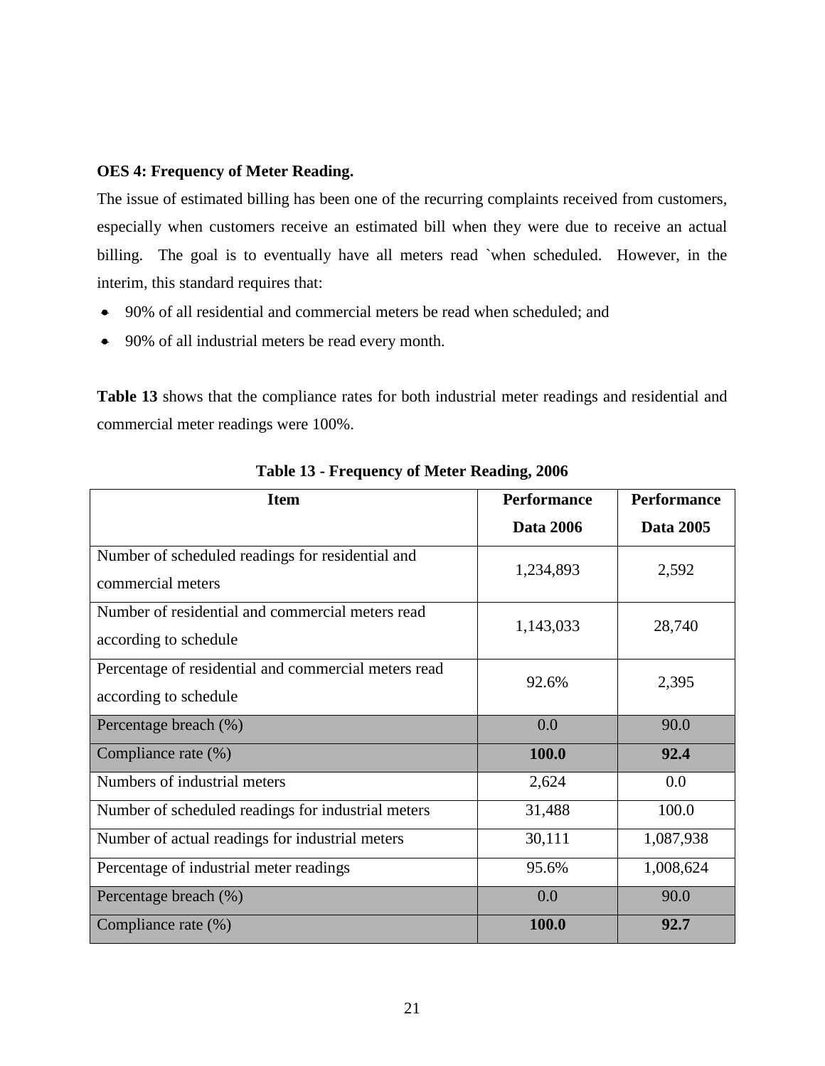**OES 4: Frequency of Meter Reading.**

The issue of estimated billing has been one of the recurring complaints received from customers, especially when customers receive an estimated bill when they were due to receive an actual billing. The goal is to eventually have all meters read `when scheduled. However, in the interim, this standard requires that:

- 90% of all residential and commercial meters be read when scheduled; and
- 90% of all industrial meters be read every month.

**Table 13** shows that the compliance rates for both industrial meter readings and residential and commercial meter readings were 100%.

**Table 13 - Frequency of Meter Reading, 2006**

| Item | Performance Data 2006 | Performance Data 2005 |
|---|---|---|
| Number of scheduled readings for residential and commercial meters | 1,234,893 | 2,592 |
| Number of residential and commercial meters read according to schedule | 1,143,033 | 28,740 |
| Percentage of residential and commercial meters read according to schedule | 92.6% | 2,395 |
| Percentage breach (%) | 0.0 | 90.0 |
| Compliance rate (%) | **100.0** | **92.4** |
| Numbers of industrial meters | 2,624 | 0.0 |
| Number of scheduled readings for industrial meters | 31,488 | 100.0 |
| Number of actual readings for industrial meters | 30,111 | 1,087,938 |
| Percentage of industrial meter readings | 95.6% | 1,008,624 |
| Percentage breach (%) | 0.0 | 90.0 |
| Compliance rate (%) | **100.0** | **92.7** |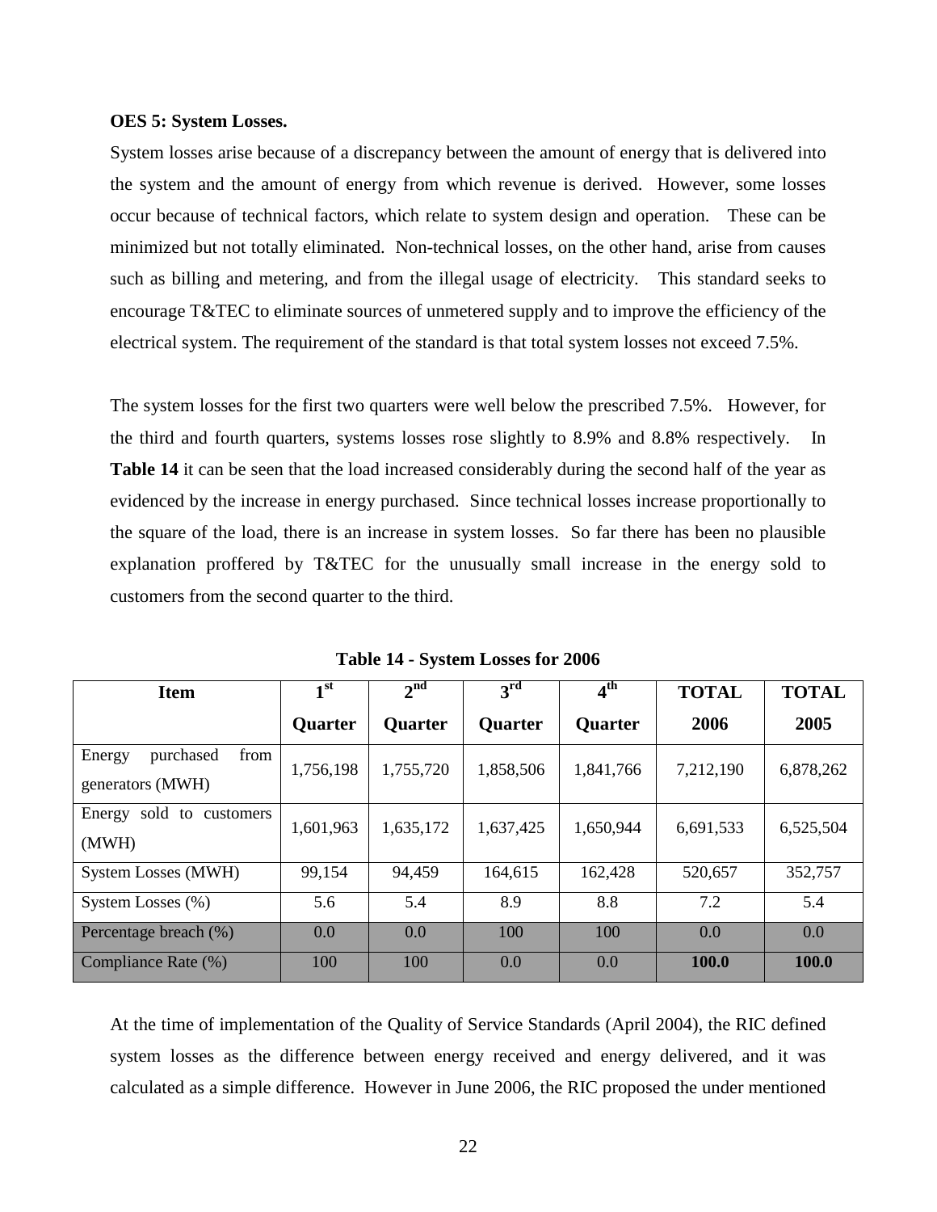**OES 5: System Losses.**

System losses arise because of a discrepancy between the amount of energy that is delivered into the system and the amount of energy from which revenue is derived. However, some losses occur because of technical factors, which relate to system design and operation. These can be minimized but not totally eliminated. Non-technical losses, on the other hand, arise from causes such as billing and metering, and from the illegal usage of electricity. This standard seeks to encourage T&TEC to eliminate sources of unmetered supply and to improve the efficiency of the electrical system. The requirement of the standard is that total system losses not exceed 7.5%.

The system losses for the first two quarters were well below the prescribed 7.5%. However, for the third and fourth quarters, systems losses rose slightly to 8.9% and 8.8% respectively. In **Table 14** it can be seen that the load increased considerably during the second half of the year as evidenced by the increase in energy purchased. Since technical losses increase proportionally to the square of the load, there is an increase in system losses. So far there has been no plausible explanation proffered by T&TEC for the unusually small increase in the energy sold to customers from the second quarter to the third.

**Table 14 - System Losses for 2006**

| Item | 1st Quarter | 2nd Quarter | 3rd Quarter | 4th Quarter | TOTAL 2006 | TOTAL 2005 |
|---|---|---|---|---|---|---|
| Energy purchased from generators (MWH) | 1,756,198 | 1,755,720 | 1,858,506 | 1,841,766 | 7,212,190 | 6,878,262 |
| Energy sold to customers (MWH) | 1,601,963 | 1,635,172 | 1,637,425 | 1,650,944 | 6,691,533 | 6,525,504 |
| System Losses (MWH) | 99,154 | 94,459 | 164,615 | 162,428 | 520,657 | 352,757 |
| System Losses (%) | 5.6 | 5.4 | 8.9 | 8.8 | 7.2 | 5.4 |
| Percentage breach (%) | 0.0 | 0.0 | 100 | 100 | 0.0 | 0.0 |
| Compliance Rate (%) | 100 | 100 | 0.0 | 0.0 | **100.0** | **100.0** |

At the time of implementation of the Quality of Service Standards (April 2004), the RIC defined system losses as the difference between energy received and energy delivered, and it was calculated as a simple difference. However in June 2006, the RIC proposed the under mentioned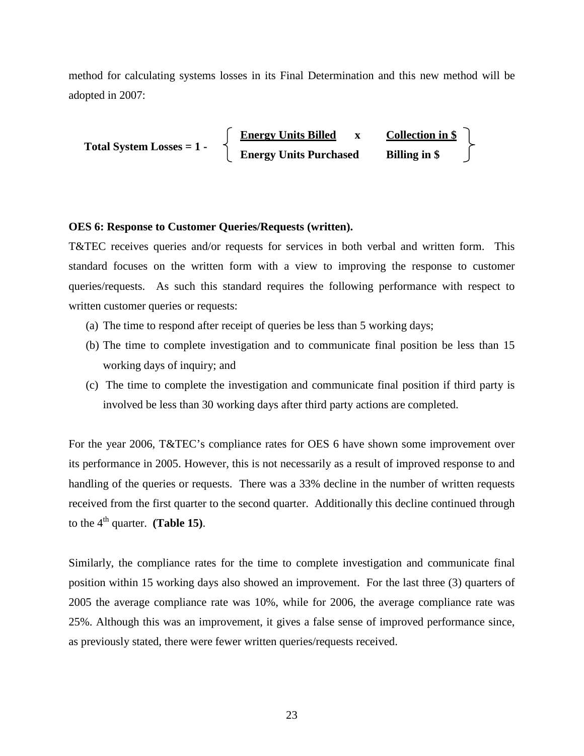method for calculating systems losses in its Final Determination and this new method will be adopted in 2007:

$$\textbf{Total System Losses} = 1 - \left\{ \frac{\textbf{Energy Units Billed}}{\textbf{Energy Units Purchased}} \times \frac{\textbf{Collection in \$}}{\textbf{Billing in \$}} \right\}$$

**OES 6: Response to Customer Queries/Requests (written).**

T&TEC receives queries and/or requests for services in both verbal and written form. This standard focuses on the written form with a view to improving the response to customer queries/requests. As such this standard requires the following performance with respect to written customer queries or requests:

(a) The time to respond after receipt of queries be less than 5 working days;

(b) The time to complete investigation and to communicate final position be less than 15 working days of inquiry; and

(c) The time to complete the investigation and communicate final position if third party is involved be less than 30 working days after third party actions are completed.

For the year 2006, T&TEC's compliance rates for OES 6 have shown some improvement over its performance in 2005. However, this is not necessarily as a result of improved response to and handling of the queries or requests. There was a 33% decline in the number of written requests received from the first quarter to the second quarter. Additionally this decline continued through to the 4th quarter. **(Table 15)**.

Similarly, the compliance rates for the time to complete investigation and communicate final position within 15 working days also showed an improvement. For the last three (3) quarters of 2005 the average compliance rate was 10%, while for 2006, the average compliance rate was 25%. Although this was an improvement, it gives a false sense of improved performance since, as previously stated, there were fewer written queries/requests received.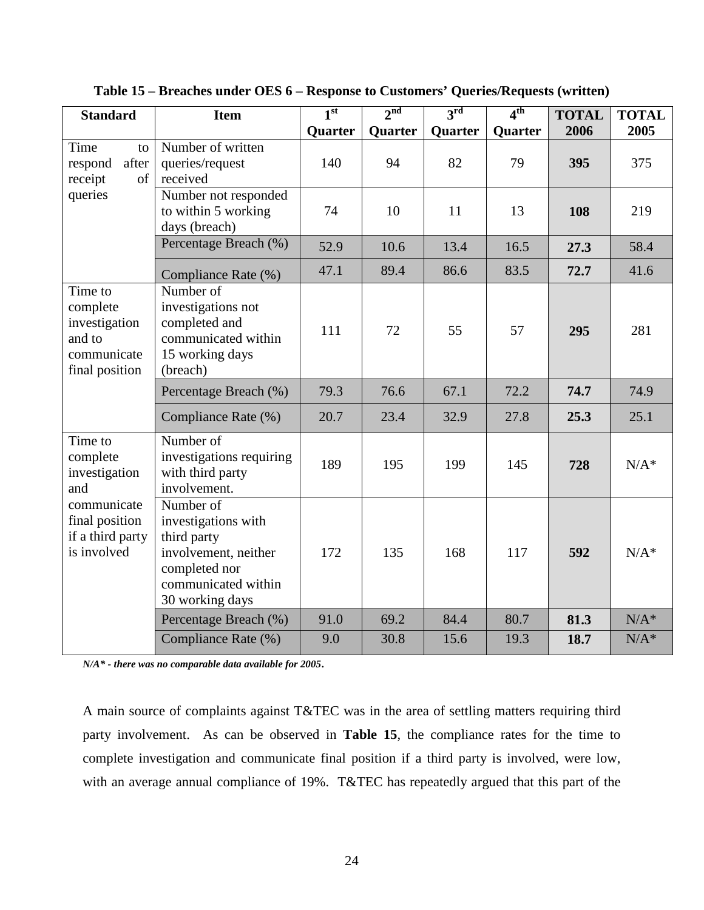**Table 15 – Breaches under OES 6 – Response to Customers' Queries/Requests (written)**

| Standard | Item | 1st Quarter | 2nd Quarter | 3rd Quarter | 4th Quarter | TOTAL 2006 | TOTAL 2005 |
|---|---|---|---|---|---|---|---|
| Time to respond after receipt of queries | Number of written queries/request received | 140 | 94 | 82 | 79 | **395** | 375 |
| | Number not responded to within 5 working days (breach) | 74 | 10 | 11 | 13 | **108** | 219 |
| | Percentage Breach (%) | 52.9 | 10.6 | 13.4 | 16.5 | **27.3** | 58.4 |
| | Compliance Rate (%) | 47.1 | 89.4 | 86.6 | 83.5 | **72.7** | 41.6 |
| Time to complete investigation and to communicate final position | Number of investigations not completed and communicated within 15 working days (breach) | 111 | 72 | 55 | 57 | **295** | 281 |
| | Percentage Breach (%) | 79.3 | 76.6 | 67.1 | 72.2 | **74.7** | 74.9 |
| | Compliance Rate (%) | 20.7 | 23.4 | 32.9 | 27.8 | **25.3** | 25.1 |
| Time to complete investigation and communicate final position if a third party is involved | Number of investigations requiring with third party involvement. | 189 | 195 | 199 | 145 | **728** | N/A* |
| | Number of investigations with third party involvement, neither completed nor communicated within 30 working days | 172 | 135 | 168 | 117 | **592** | N/A* |
| | Percentage Breach (%) | 91.0 | 69.2 | 84.4 | 80.7 | **81.3** | N/A* |
| | Compliance Rate (%) | 9.0 | 30.8 | 15.6 | 19.3 | **18.7** | N/A* |

***N/A\* - there was no comparable data available for 2005.***

A main source of complaints against T&TEC was in the area of settling matters requiring third party involvement. As can be observed in **Table 15**, the compliance rates for the time to complete investigation and communicate final position if a third party is involved, were low, with an average annual compliance of 19%. T&TEC has repeatedly argued that this part of the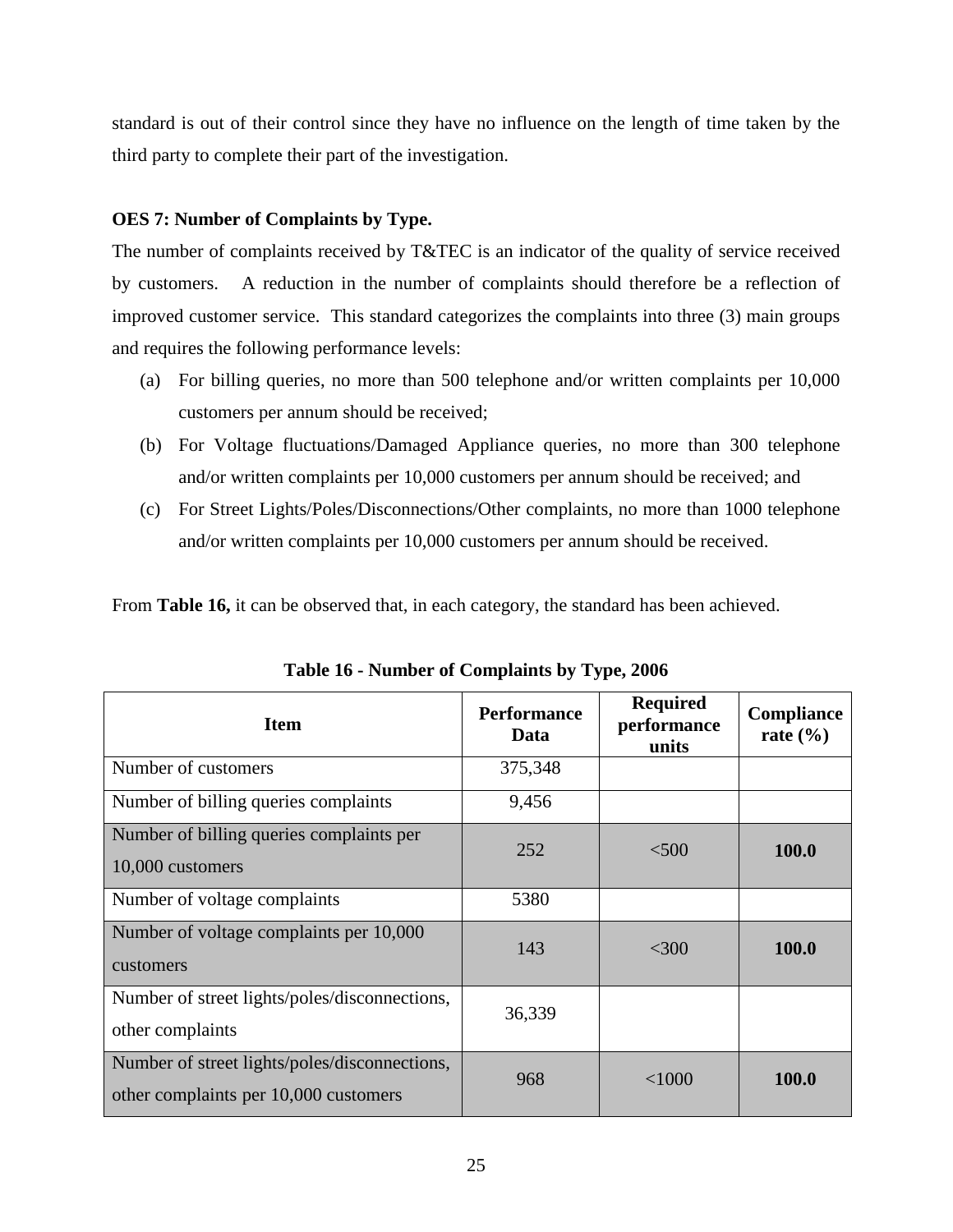standard is out of their control since they have no influence on the length of time taken by the third party to complete their part of the investigation.

**OES 7: Number of Complaints by Type.**

The number of complaints received by T&TEC is an indicator of the quality of service received by customers. A reduction in the number of complaints should therefore be a reflection of improved customer service. This standard categorizes the complaints into three (3) main groups and requires the following performance levels:

(a) For billing queries, no more than 500 telephone and/or written complaints per 10,000 customers per annum should be received;

(b) For Voltage fluctuations/Damaged Appliance queries, no more than 300 telephone and/or written complaints per 10,000 customers per annum should be received; and

(c) For Street Lights/Poles/Disconnections/Other complaints, no more than 1000 telephone and/or written complaints per 10,000 customers per annum should be received.

From **Table 16,** it can be observed that, in each category, the standard has been achieved.

**Table 16 - Number of Complaints by Type, 2006**

| Item | Performance Data | Required performance units | Compliance rate (%) |
|---|---|---|---|
| Number of customers | 375,348 | | |
| Number of billing queries complaints | 9,456 | | |
| Number of billing queries complaints per 10,000 customers | 252 | <500 | **100.0** |
| Number of voltage complaints | 5380 | | |
| Number of voltage complaints per 10,000 customers | 143 | <300 | **100.0** |
| Number of street lights/poles/disconnections, other complaints | 36,339 | | |
| Number of street lights/poles/disconnections, other complaints per 10,000 customers | 968 | <1000 | **100.0** |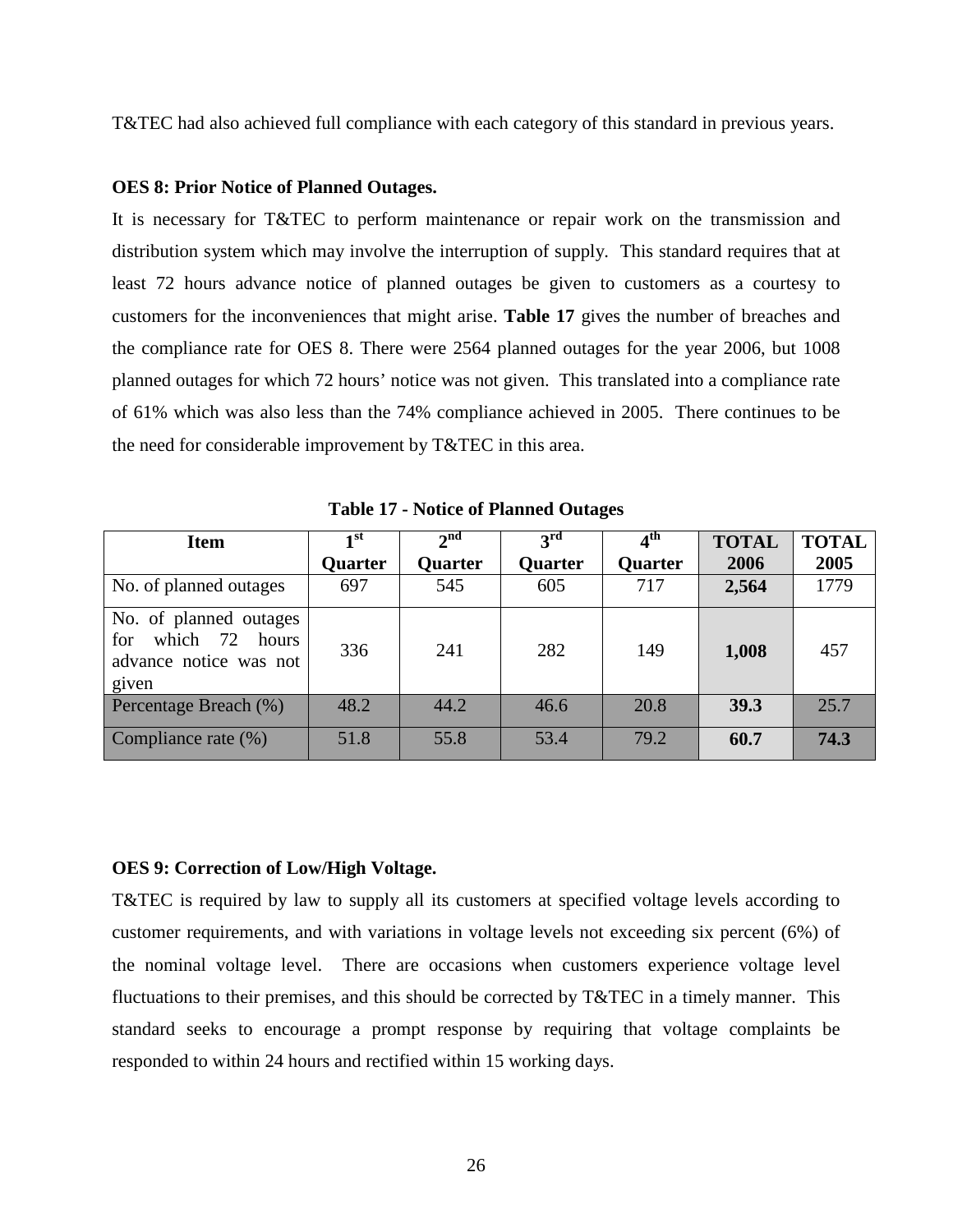T&TEC had also achieved full compliance with each category of this standard in previous years.

**OES 8: Prior Notice of Planned Outages.**

It is necessary for T&TEC to perform maintenance or repair work on the transmission and distribution system which may involve the interruption of supply. This standard requires that at least 72 hours advance notice of planned outages be given to customers as a courtesy to customers for the inconveniences that might arise. **Table 17** gives the number of breaches and the compliance rate for OES 8. There were 2564 planned outages for the year 2006, but 1008 planned outages for which 72 hours' notice was not given. This translated into a compliance rate of 61% which was also less than the 74% compliance achieved in 2005. There continues to be the need for considerable improvement by T&TEC in this area.

**Table 17 - Notice of Planned Outages**

| Item | 1st Quarter | 2nd Quarter | 3rd Quarter | 4th Quarter | TOTAL 2006 | TOTAL 2005 |
|---|---|---|---|---|---|---|
| No. of planned outages | 697 | 545 | 605 | 717 | **2,564** | 1779 |
| No. of planned outages for which 72 hours advance notice was not given | 336 | 241 | 282 | 149 | **1,008** | 457 |
| Percentage Breach (%) | 48.2 | 44.2 | 46.6 | 20.8 | **39.3** | 25.7 |
| Compliance rate (%) | 51.8 | 55.8 | 53.4 | 79.2 | **60.7** | **74.3** |

**OES 9: Correction of Low/High Voltage.**

T&TEC is required by law to supply all its customers at specified voltage levels according to customer requirements, and with variations in voltage levels not exceeding six percent (6%) of the nominal voltage level. There are occasions when customers experience voltage level fluctuations to their premises, and this should be corrected by T&TEC in a timely manner. This standard seeks to encourage a prompt response by requiring that voltage complaints be responded to within 24 hours and rectified within 15 working days.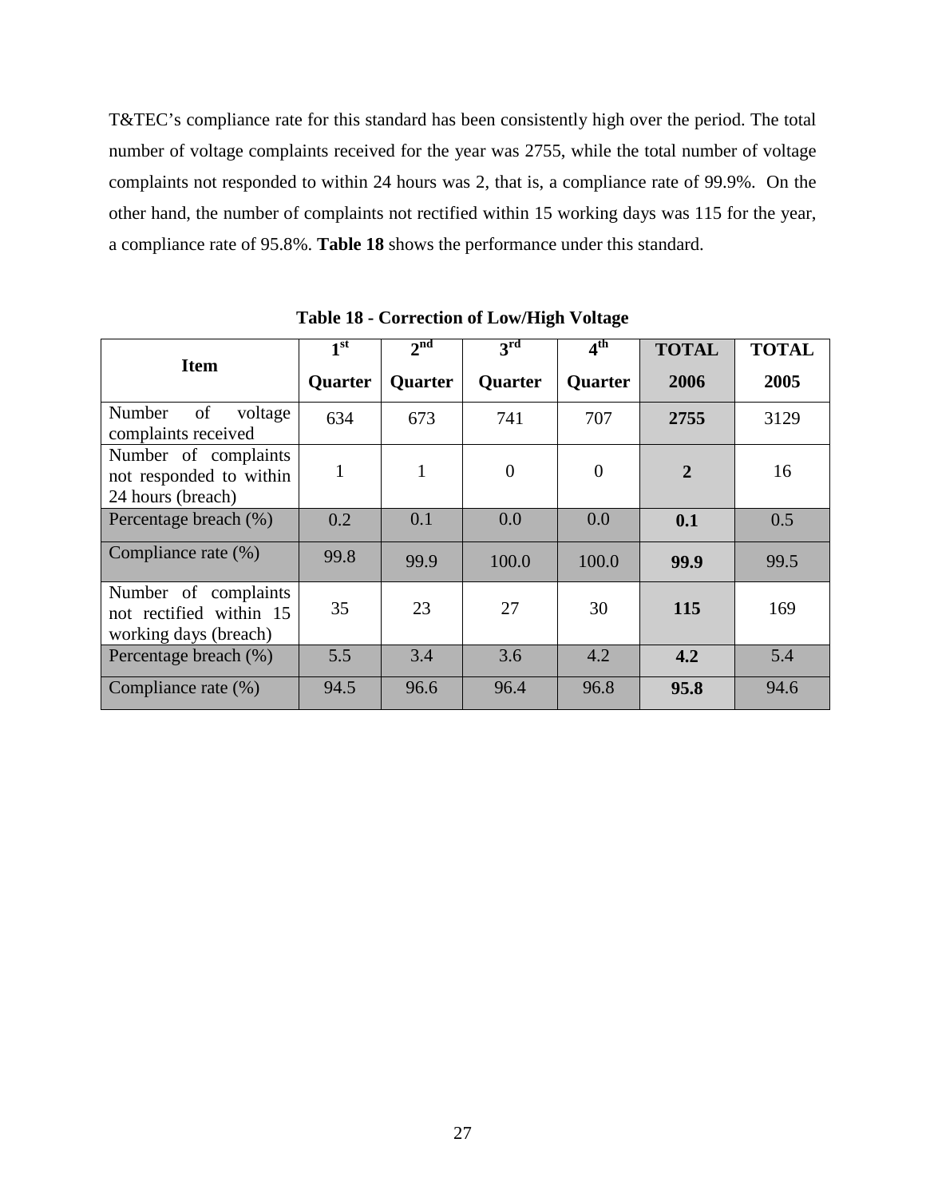T&TEC's compliance rate for this standard has been consistently high over the period. The total number of voltage complaints received for the year was 2755, while the total number of voltage complaints not responded to within 24 hours was 2, that is, a compliance rate of 99.9%. On the other hand, the number of complaints not rectified within 15 working days was 115 for the year, a compliance rate of 95.8%. **Table 18** shows the performance under this standard.

**Table 18 - Correction of Low/High Voltage**

| Item | 1st Quarter | 2nd Quarter | 3rd Quarter | 4th Quarter | TOTAL 2006 | TOTAL 2005 |
|---|---|---|---|---|---|---|
| Number of voltage complaints received | 634 | 673 | 741 | 707 | **2755** | 3129 |
| Number of complaints not responded to within 24 hours (breach) | 1 | 1 | 0 | 0 | **2** | 16 |
| Percentage breach (%) | 0.2 | 0.1 | 0.0 | 0.0 | **0.1** | 0.5 |
| Compliance rate (%) | 99.8 | 99.9 | 100.0 | 100.0 | **99.9** | 99.5 |
| Number of complaints not rectified within 15 working days (breach) | 35 | 23 | 27 | 30 | **115** | 169 |
| Percentage breach (%) | 5.5 | 3.4 | 3.6 | 4.2 | **4.2** | 5.4 |
| Compliance rate (%) | 94.5 | 96.6 | 96.4 | 96.8 | **95.8** | 94.6 |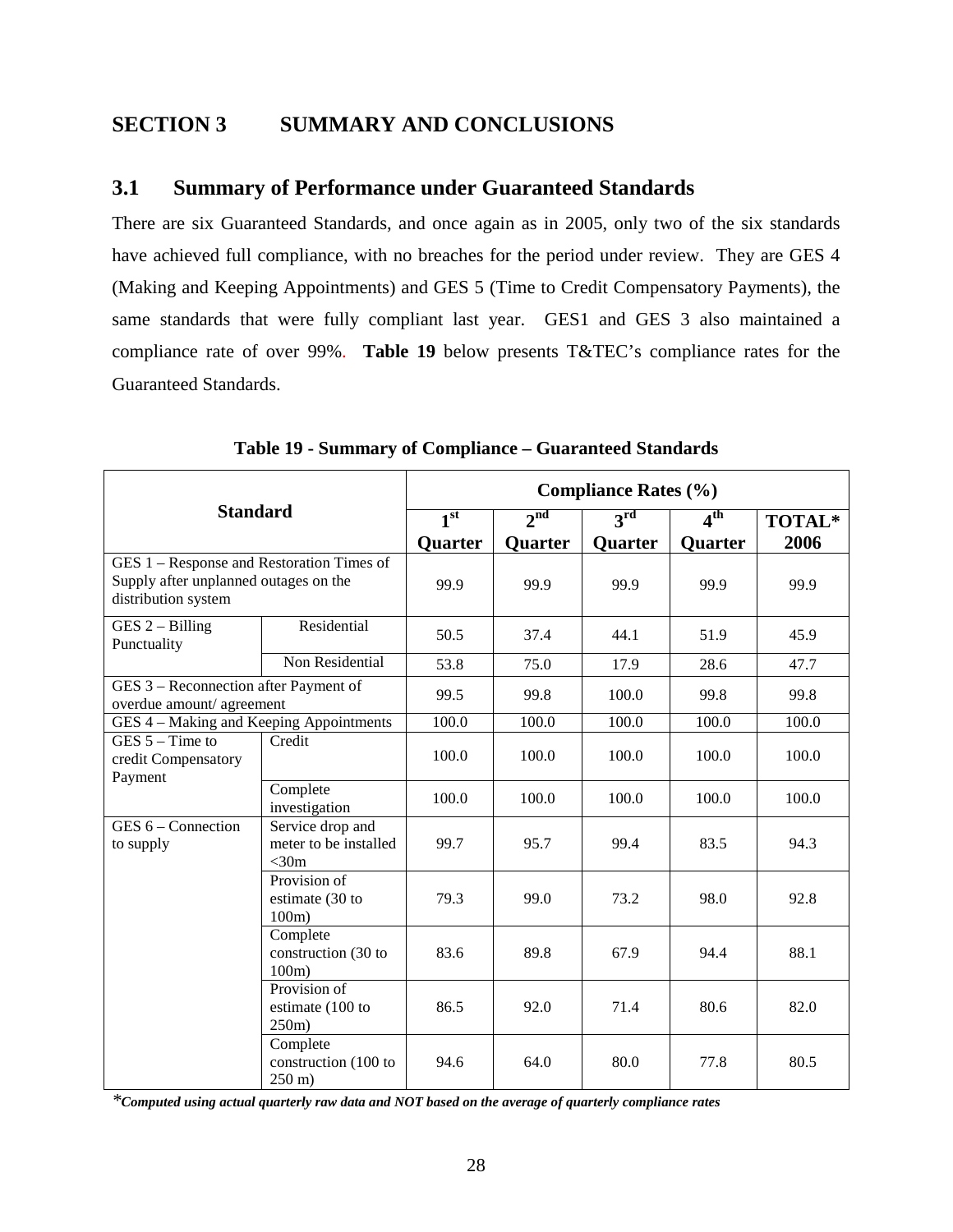# SECTION 3 SUMMARY AND CONCLUSIONS

## 3.1 Summary of Performance under Guaranteed Standards

There are six Guaranteed Standards, and once again as in 2005, only two of the six standards have achieved full compliance, with no breaches for the period under review. They are GES 4 (Making and Keeping Appointments) and GES 5 (Time to Credit Compensatory Payments), the same standards that were fully compliant last year. GES1 and GES 3 also maintained a compliance rate of over 99%. **Table 19** below presents T&TEC's compliance rates for the Guaranteed Standards.

**Table 19 - Summary of Compliance – Guaranteed Standards**

| Standard | | Compliance Rates (%) | | | | |
|---|---|---|---|---|---|---|
| | | 1st Quarter | 2nd Quarter | 3rd Quarter | 4th Quarter | TOTAL* 2006 |
| GES 1 – Response and Restoration Times of Supply after unplanned outages on the distribution system | | 99.9 | 99.9 | 99.9 | 99.9 | 99.9 |
| GES 2 – Billing Punctuality | Residential | 50.5 | 37.4 | 44.1 | 51.9 | 45.9 |
| | Non Residential | 53.8 | 75.0 | 17.9 | 28.6 | 47.7 |
| GES 3 – Reconnection after Payment of overdue amount/ agreement | | 99.5 | 99.8 | 100.0 | 99.8 | 99.8 |
| GES 4 – Making and Keeping Appointments | | 100.0 | 100.0 | 100.0 | 100.0 | 100.0 |
| GES 5 – Time to credit Compensatory Payment | Credit | 100.0 | 100.0 | 100.0 | 100.0 | 100.0 |
| | Complete investigation | 100.0 | 100.0 | 100.0 | 100.0 | 100.0 |
| GES 6 – Connection to supply | Service drop and meter to be installed <30m | 99.7 | 95.7 | 99.4 | 83.5 | 94.3 |
| | Provision of estimate (30 to 100m) | 79.3 | 99.0 | 73.2 | 98.0 | 92.8 |
| | Complete construction (30 to 100m) | 83.6 | 89.8 | 67.9 | 94.4 | 88.1 |
| | Provision of estimate (100 to 250m) | 86.5 | 92.0 | 71.4 | 80.6 | 82.0 |
| | Complete construction (100 to 250 m) | 94.6 | 64.0 | 80.0 | 77.8 | 80.5 |

****Computed using actual quarterly raw data and NOT based on the average of quarterly compliance rates***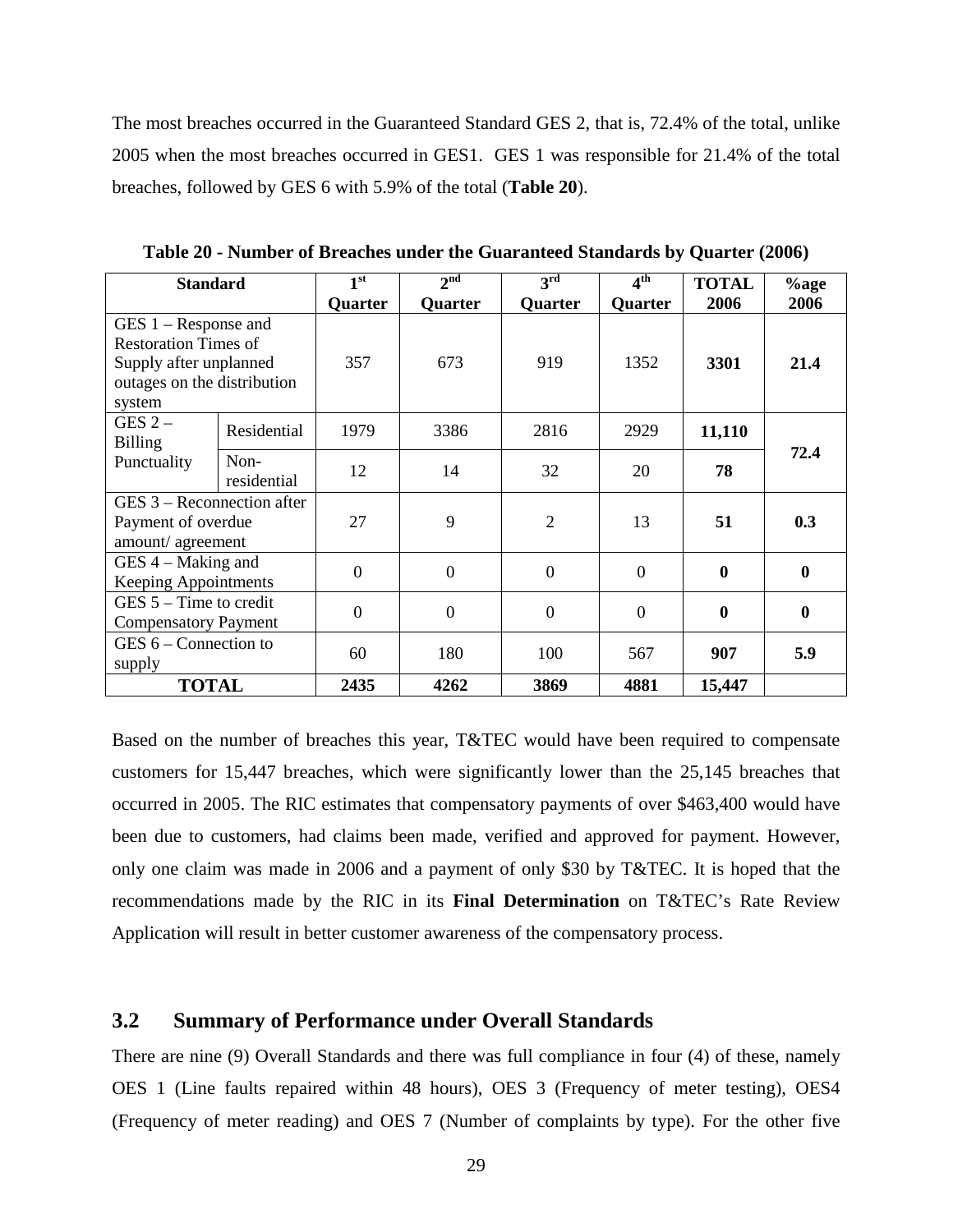The most breaches occurred in the Guaranteed Standard GES 2, that is, 72.4% of the total, unlike 2005 when the most breaches occurred in GES1. GES 1 was responsible for 21.4% of the total breaches, followed by GES 6 with 5.9% of the total (**Table 20**).

**Table 20 - Number of Breaches under the Guaranteed Standards by Quarter (2006)**

| Standard | | 1st Quarter | 2nd Quarter | 3rd Quarter | 4th Quarter | TOTAL 2006 | %age 2006 |
|---|---|---|---|---|---|---|---|
| GES 1 – Response and Restoration Times of Supply after unplanned outages on the distribution system | | 357 | 673 | 919 | 1352 | **3301** | **21.4** |
| GES 2 – Billing Punctuality | Residential | 1979 | 3386 | 2816 | 2929 | **11,110** | **72.4** |
| | Non-residential | 12 | 14 | 32 | 20 | **78** | |
| GES 3 – Reconnection after Payment of overdue amount/ agreement | | 27 | 9 | 2 | 13 | **51** | **0.3** |
| GES 4 – Making and Keeping Appointments | | 0 | 0 | 0 | 0 | **0** | **0** |
| GES 5 – Time to credit Compensatory Payment | | 0 | 0 | 0 | 0 | **0** | **0** |
| GES 6 – Connection to supply | | 60 | 180 | 100 | 567 | **907** | **5.9** |
| **TOTAL** | | **2435** | **4262** | **3869** | **4881** | **15,447** | |

Based on the number of breaches this year, T&TEC would have been required to compensate customers for 15,447 breaches, which were significantly lower than the 25,145 breaches that occurred in 2005. The RIC estimates that compensatory payments of over $463,400 would have been due to customers, had claims been made, verified and approved for payment. However, only one claim was made in 2006 and a payment of only $30 by T&TEC. It is hoped that the recommendations made by the RIC in its **Final Determination** on T&TEC's Rate Review Application will result in better customer awareness of the compensatory process.

## 3.2 Summary of Performance under Overall Standards

There are nine (9) Overall Standards and there was full compliance in four (4) of these, namely OES 1 (Line faults repaired within 48 hours), OES 3 (Frequency of meter testing), OES4 (Frequency of meter reading) and OES 7 (Number of complaints by type). For the other five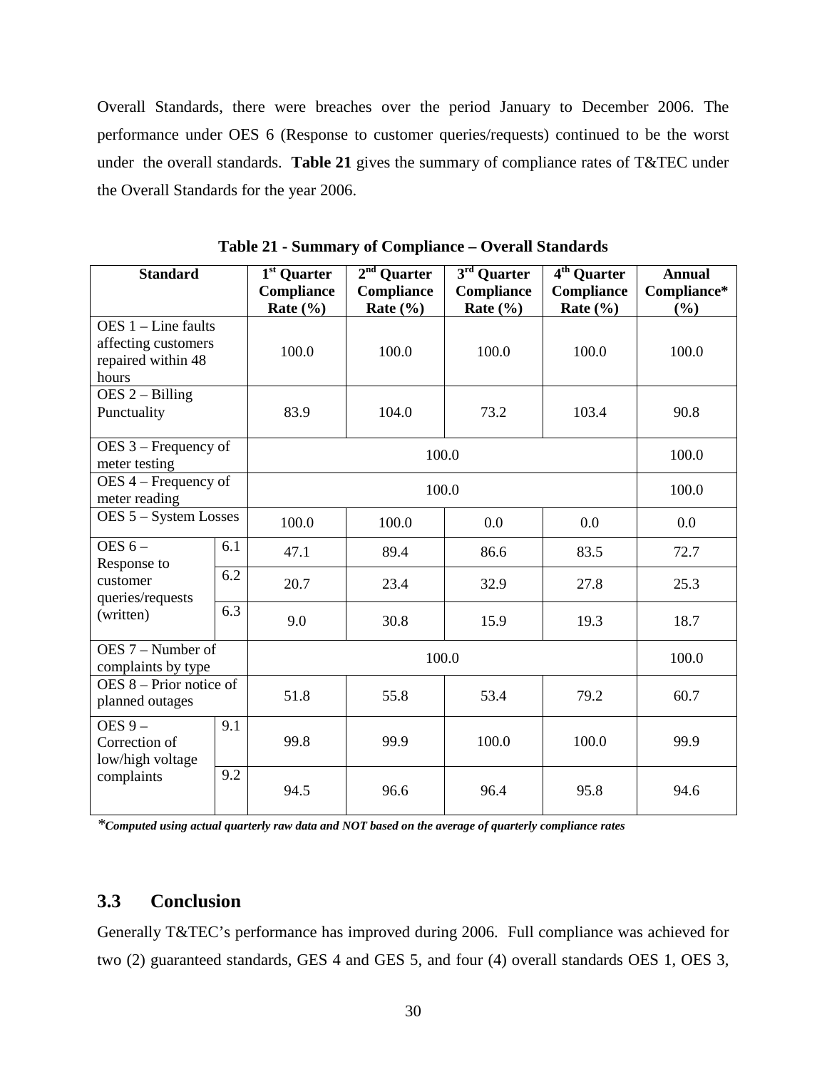Overall Standards, there were breaches over the period January to December 2006. The performance under OES 6 (Response to customer queries/requests) continued to be the worst under the overall standards. **Table 21** gives the summary of compliance rates of T&TEC under the Overall Standards for the year 2006.

**Table 21 - Summary of Compliance – Overall Standards**

| Standard | | 1st Quarter Compliance Rate (%) | 2nd Quarter Compliance Rate (%) | 3rd Quarter Compliance Rate (%) | 4th Quarter Compliance Rate (%) | Annual Compliance* (%) |
|---|---|---|---|---|---|---|
| OES 1 – Line faults affecting customers repaired within 48 hours | | 100.0 | 100.0 | 100.0 | 100.0 | 100.0 |
| OES 2 – Billing Punctuality | | 83.9 | 104.0 | 73.2 | 103.4 | 90.8 |
| OES 3 – Frequency of meter testing | | 100.0 | | | | 100.0 |
| OES 4 – Frequency of meter reading | | 100.0 | | | | 100.0 |
| OES 5 – System Losses | | 100.0 | 100.0 | 0.0 | 0.0 | 0.0 |
| OES 6 – Response to customer queries/requests (written) | 6.1 | 47.1 | 89.4 | 86.6 | 83.5 | 72.7 |
| | 6.2 | 20.7 | 23.4 | 32.9 | 27.8 | 25.3 |
| | 6.3 | 9.0 | 30.8 | 15.9 | 19.3 | 18.7 |
| OES 7 – Number of complaints by type | | 100.0 | | | | 100.0 |
| OES 8 – Prior notice of planned outages | | 51.8 | 55.8 | 53.4 | 79.2 | 60.7 |
| OES 9 – Correction of low/high voltage complaints | 9.1 | 99.8 | 99.9 | 100.0 | 100.0 | 99.9 |
| | 9.2 | 94.5 | 96.6 | 96.4 | 95.8 | 94.6 |

****Computed using actual quarterly raw data and NOT based on the average of quarterly compliance rates***

## 3.3 Conclusion

Generally T&TEC's performance has improved during 2006. Full compliance was achieved for two (2) guaranteed standards, GES 4 and GES 5, and four (4) overall standards OES 1, OES 3,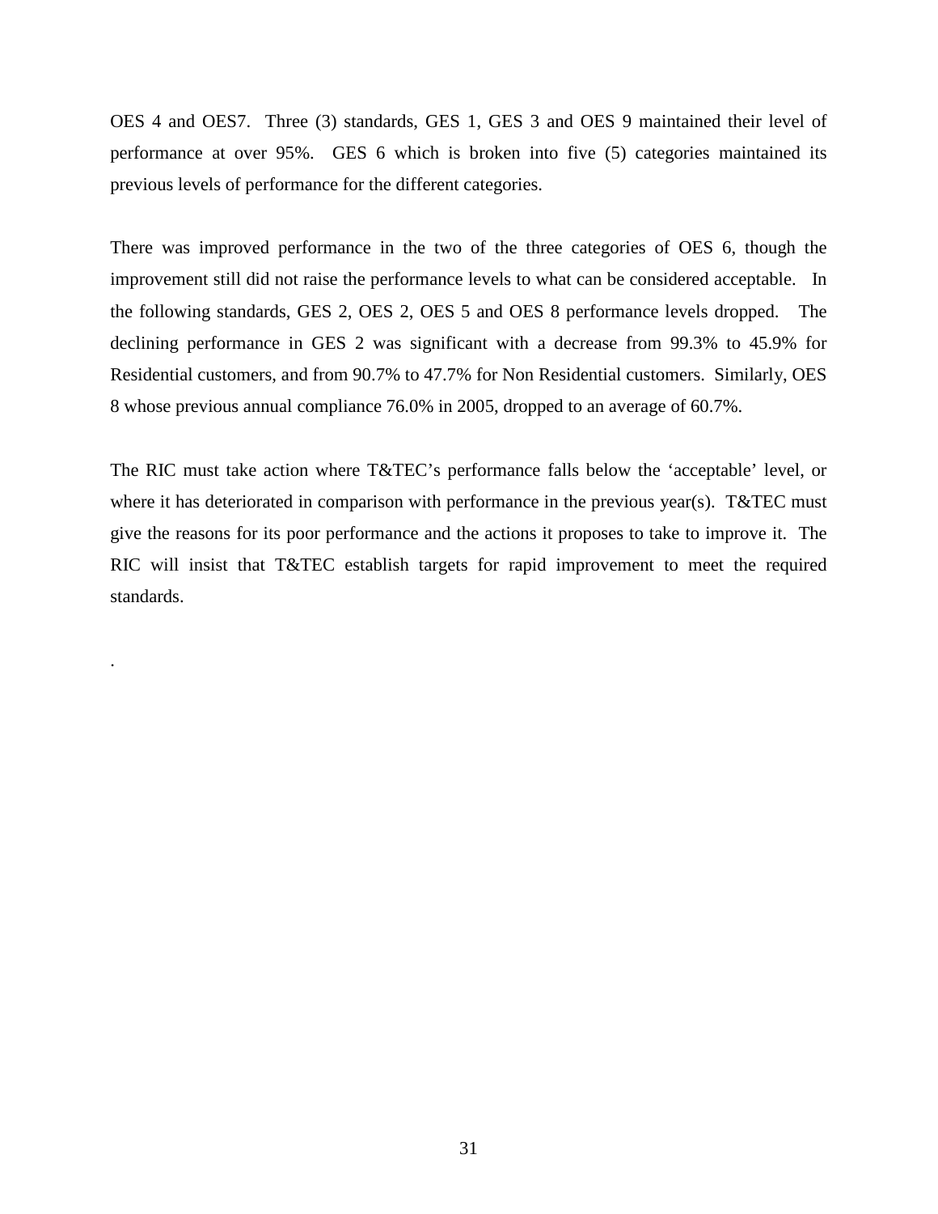OES 4 and OES7. Three (3) standards, GES 1, GES 3 and OES 9 maintained their level of performance at over 95%. GES 6 which is broken into five (5) categories maintained its previous levels of performance for the different categories.

There was improved performance in the two of the three categories of OES 6, though the improvement still did not raise the performance levels to what can be considered acceptable. In the following standards, GES 2, OES 2, OES 5 and OES 8 performance levels dropped. The declining performance in GES 2 was significant with a decrease from 99.3% to 45.9% for Residential customers, and from 90.7% to 47.7% for Non Residential customers. Similarly, OES 8 whose previous annual compliance 76.0% in 2005, dropped to an average of 60.7%.

The RIC must take action where T&TEC's performance falls below the 'acceptable' level, or where it has deteriorated in comparison with performance in the previous year(s). T&TEC must give the reasons for its poor performance and the actions it proposes to take to improve it. The RIC will insist that T&TEC establish targets for rapid improvement to meet the required standards.

.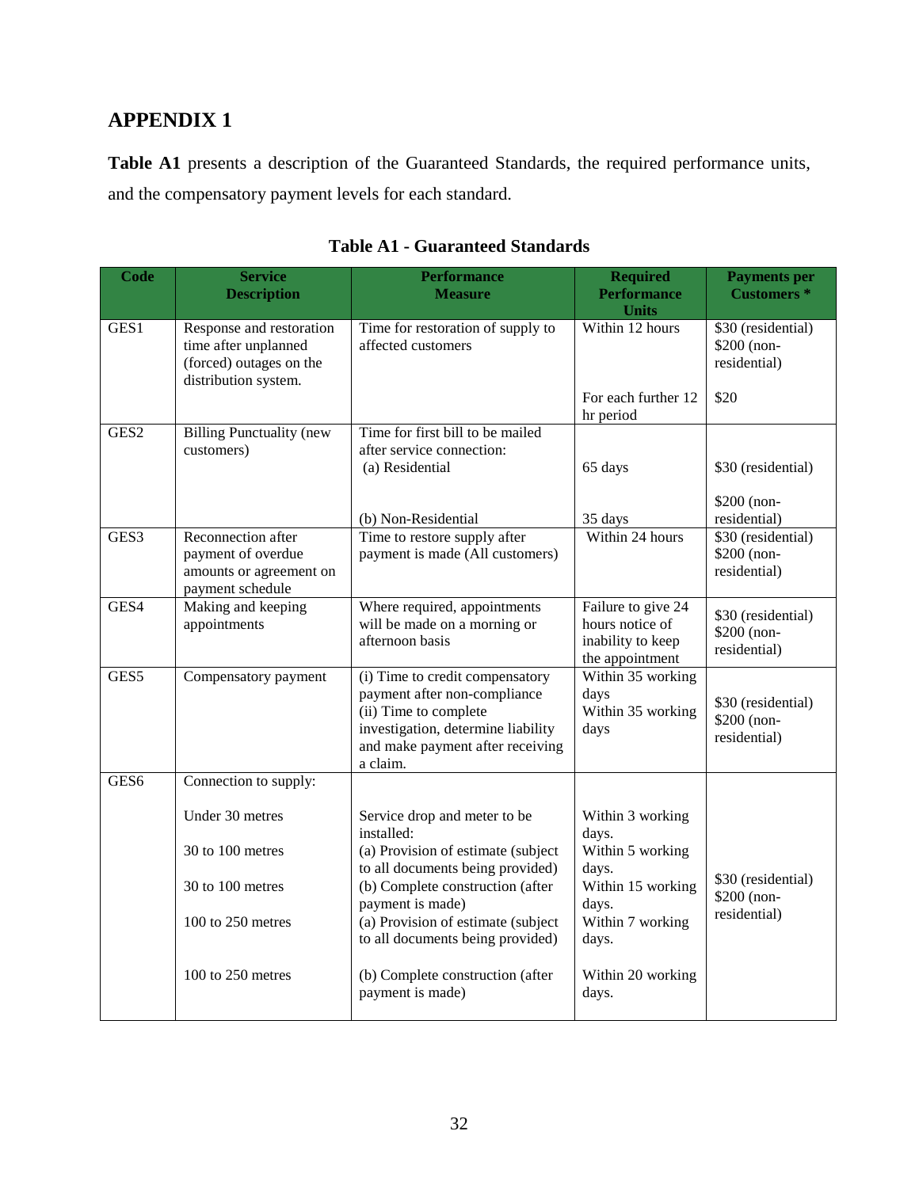# APPENDIX 1

**Table A1** presents a description of the Guaranteed Standards, the required performance units, and the compensatory payment levels for each standard.

**Table A1 - Guaranteed Standards**

| Code | Service Description | Performance Measure | Required Performance Units | Payments per Customers * |
|---|---|---|---|---|
| GES1 | Response and restoration time after unplanned (forced) outages on the distribution system. | Time for restoration of supply to affected customers | Within 12 hours | $30 (residential) $200 (non-residential) |
| | | | For each further 12 hr period | $20 |
| GES2 | Billing Punctuality (new customers) | Time for first bill to be mailed after service connection: (a) Residential | 65 days | $30 (residential) |
| | | (b) Non-Residential | 35 days | $200 (non-residential) |
| GES3 | Reconnection after payment of overdue amounts or agreement on payment schedule | Time to restore supply after payment is made (All customers) | Within 24 hours | $30 (residential) $200 (non-residential) |
| GES4 | Making and keeping appointments | Where required, appointments will be made on a morning or afternoon basis | Failure to give 24 hours notice of inability to keep the appointment | $30 (residential) $200 (non-residential) |
| GES5 | Compensatory payment | (i) Time to credit compensatory payment after non-compliance<br>(ii) Time to complete investigation, determine liability and make payment after receiving a claim. | Within 35 working days<br>Within 35 working days | $30 (residential) $200 (non-residential) |
| GES6 | Connection to supply: | | | $30 (residential) $200 (non-residential) |
| | Under 30 metres | Service drop and meter to be installed: | Within 3 working days. | |
| | 30 to 100 metres | (a) Provision of estimate (subject to all documents being provided) | Within 5 working days. | |
| | 30 to 100 metres | (b) Complete construction (after payment is made) | Within 15 working days. | |
| | 100 to 250 metres | (a) Provision of estimate (subject to all documents being provided) | Within 7 working days. | |
| | 100 to 250 metres | (b) Complete construction (after payment is made) | Within 20 working days. | |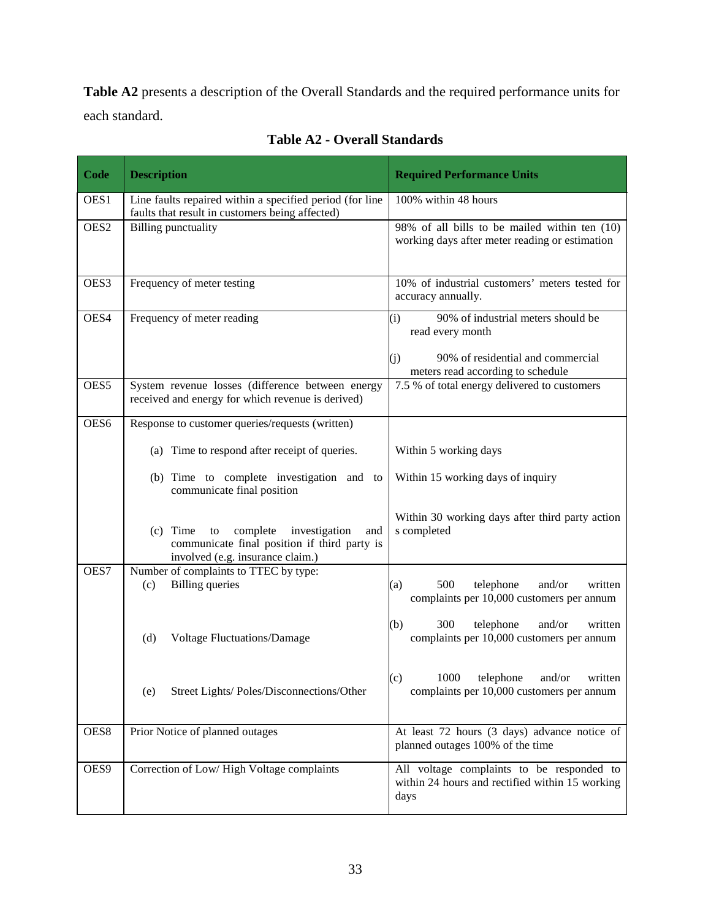**Table A2** presents a description of the Overall Standards and the required performance units for each standard.

**Table A2 - Overall Standards**

| Code | Description | Required Performance Units |
|---|---|---|
| OES1 | Line faults repaired within a specified period (for line faults that result in customers being affected) | 100% within 48 hours |
| OES2 | Billing punctuality | 98% of all bills to be mailed within ten (10) working days after meter reading or estimation |
| OES3 | Frequency of meter testing | 10% of industrial customers' meters tested for accuracy annually. |
| OES4 | Frequency of meter reading | (i) 90% of industrial meters should be read every month<br><br>(j) 90% of residential and commercial meters read according to schedule |
| OES5 | System revenue losses (difference between energy received and energy for which revenue is derived) | 7.5 % of total energy delivered to customers |
| OES6 | Response to customer queries/requests (written)<br><br>(a) Time to respond after receipt of queries.<br><br>(b) Time to complete investigation and to communicate final position<br><br>(c) Time to complete investigation and communicate final position if third party is involved (e.g. insurance claim.) | <br><br>Within 5 working days<br><br>Within 15 working days of inquiry<br><br>Within 30 working days after third party action s completed |
| OES7 | Number of complaints to TTEC by type:<br>(c) Billing queries<br><br>(d) Voltage Fluctuations/Damage<br><br>(e) Street Lights/ Poles/Disconnections/Other | (a) 500 telephone and/or written complaints per 10,000 customers per annum<br><br>(b) 300 telephone and/or written complaints per 10,000 customers per annum<br><br>(c) 1000 telephone and/or written complaints per 10,000 customers per annum |
| OES8 | Prior Notice of planned outages | At least 72 hours (3 days) advance notice of planned outages 100% of the time |
| OES9 | Correction of Low/ High Voltage complaints | All voltage complaints to be responded to within 24 hours and rectified within 15 working days |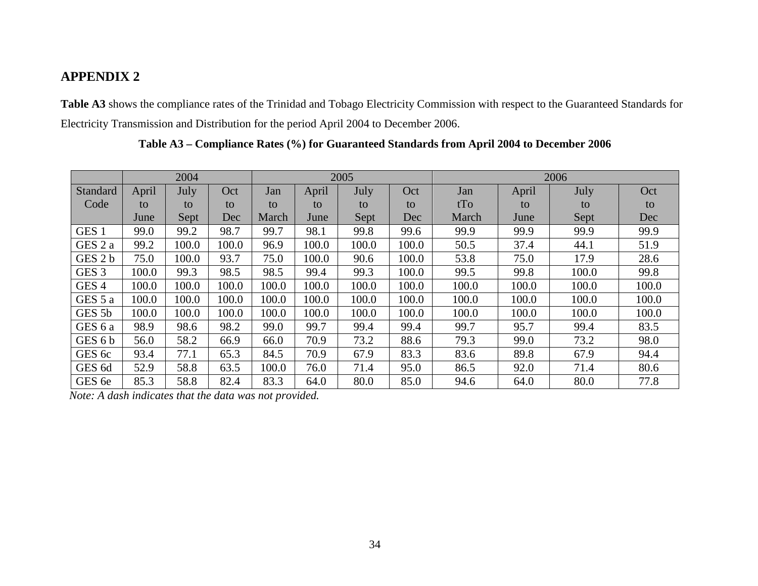## APPENDIX 2

**Table A3** shows the compliance rates of the Trinidad and Tobago Electricity Commission with respect to the Guaranteed Standards for Electricity Transmission and Distribution for the period April 2004 to December 2006.

**Table A3 – Compliance Rates (%) for Guaranteed Standards from April 2004 to December 2006**

| | 2004 | | | 2005 | | | | 2006 | | | |
|---|---|---|---|---|---|---|---|---|---|---|---|
| Standard Code | April to June | July to Sept | Oct to Dec | Jan to March | April to June | July to Sept | Oct to Dec | Jan tTo March | April to June | July to Sept | Oct to Dec |
| GES 1 | 99.0 | 99.2 | 98.7 | 99.7 | 98.1 | 99.8 | 99.6 | 99.9 | 99.9 | 99.9 | 99.9 |
| GES 2 a | 99.2 | 100.0 | 100.0 | 96.9 | 100.0 | 100.0 | 100.0 | 50.5 | 37.4 | 44.1 | 51.9 |
| GES 2 b | 75.0 | 100.0 | 93.7 | 75.0 | 100.0 | 90.6 | 100.0 | 53.8 | 75.0 | 17.9 | 28.6 |
| GES 3 | 100.0 | 99.3 | 98.5 | 98.5 | 99.4 | 99.3 | 100.0 | 99.5 | 99.8 | 100.0 | 99.8 |
| GES 4 | 100.0 | 100.0 | 100.0 | 100.0 | 100.0 | 100.0 | 100.0 | 100.0 | 100.0 | 100.0 | 100.0 |
| GES 5 a | 100.0 | 100.0 | 100.0 | 100.0 | 100.0 | 100.0 | 100.0 | 100.0 | 100.0 | 100.0 | 100.0 |
| GES 5b | 100.0 | 100.0 | 100.0 | 100.0 | 100.0 | 100.0 | 100.0 | 100.0 | 100.0 | 100.0 | 100.0 |
| GES 6 a | 98.9 | 98.6 | 98.2 | 99.0 | 99.7 | 99.4 | 99.4 | 99.7 | 95.7 | 99.4 | 83.5 |
| GES 6 b | 56.0 | 58.2 | 66.9 | 66.0 | 70.9 | 73.2 | 88.6 | 79.3 | 99.0 | 73.2 | 98.0 |
| GES 6c | 93.4 | 77.1 | 65.3 | 84.5 | 70.9 | 67.9 | 83.3 | 83.6 | 89.8 | 67.9 | 94.4 |
| GES 6d | 52.9 | 58.8 | 63.5 | 100.0 | 76.0 | 71.4 | 95.0 | 86.5 | 92.0 | 71.4 | 80.6 |
| GES 6e | 85.3 | 58.8 | 82.4 | 83.3 | 64.0 | 80.0 | 85.0 | 94.6 | 64.0 | 80.0 | 77.8 |

*Note: A dash indicates that the data was not provided.*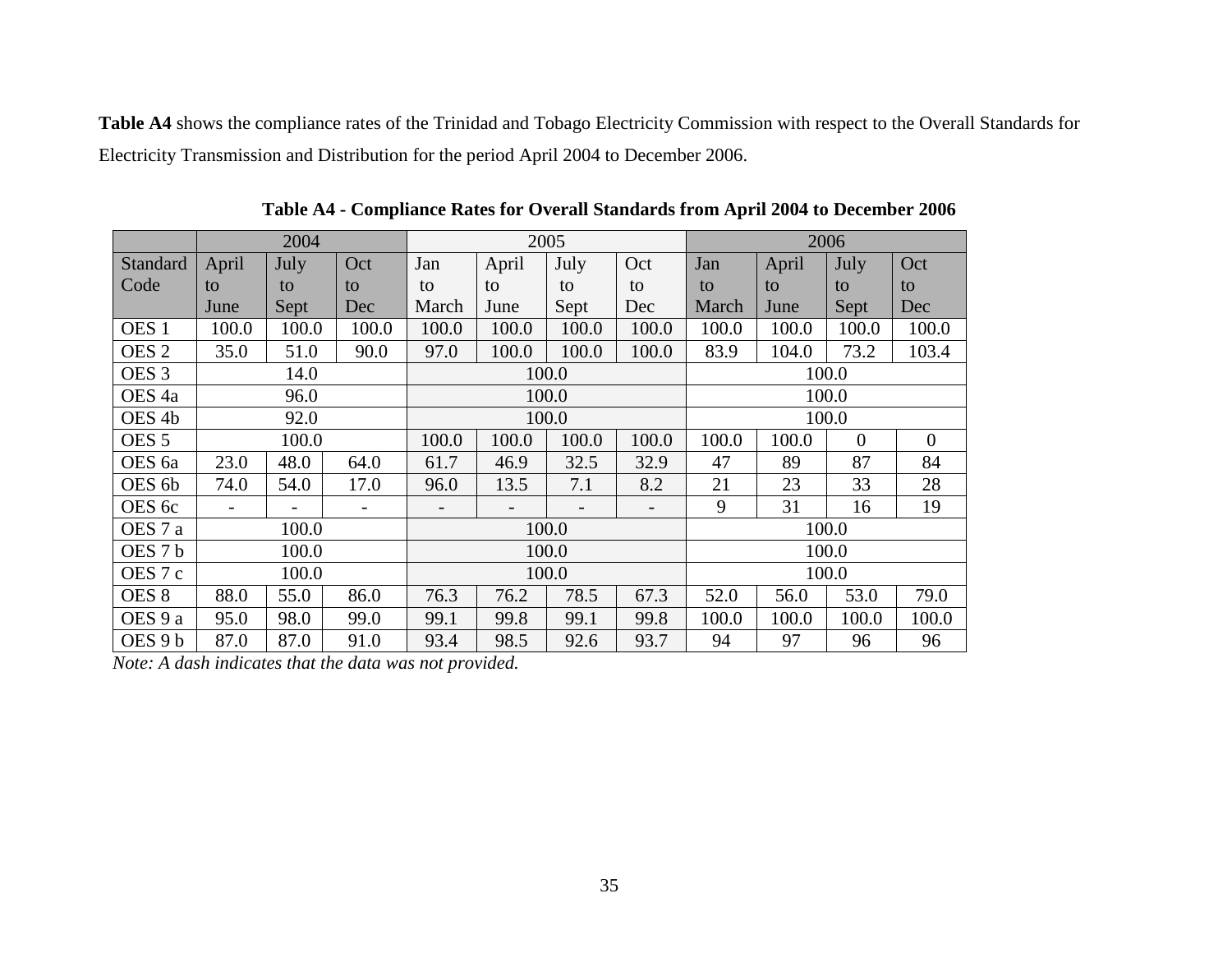**Table A4** shows the compliance rates of the Trinidad and Tobago Electricity Commission with respect to the Overall Standards for Electricity Transmission and Distribution for the period April 2004 to December 2006.

**Table A4 - Compliance Rates for Overall Standards from April 2004 to December 2006**

| | 2004 | | | 2005 | | | | 2006 | | | |
|---|---|---|---|---|---|---|---|---|---|---|---|
| Standard Code | April to June | July to Sept | Oct to Dec | Jan to March | April to June | July to Sept | Oct to Dec | Jan to March | April to June | July to Sept | Oct to Dec |
| OES 1 | 100.0 | 100.0 | 100.0 | 100.0 | 100.0 | 100.0 | 100.0 | 100.0 | 100.0 | 100.0 | 100.0 |
| OES 2 | 35.0 | 51.0 | 90.0 | 97.0 | 100.0 | 100.0 | 100.0 | 83.9 | 104.0 | 73.2 | 103.4 |
| OES 3 | 14.0 | | | 100.0 | | | | 100.0 | | | |
| OES 4a | 96.0 | | | 100.0 | | | | 100.0 | | | |
| OES 4b | 92.0 | | | 100.0 | | | | 100.0 | | | |
| OES 5 | 100.0 | | | 100.0 | 100.0 | 100.0 | 100.0 | 100.0 | 100.0 | 0 | 0 |
| OES 6a | 23.0 | 48.0 | 64.0 | 61.7 | 46.9 | 32.5 | 32.9 | 47 | 89 | 87 | 84 |
| OES 6b | 74.0 | 54.0 | 17.0 | 96.0 | 13.5 | 7.1 | 8.2 | 21 | 23 | 33 | 28 |
| OES 6c | - | - | - | - | - | - | - | 9 | 31 | 16 | 19 |
| OES 7 a | 100.0 | | | 100.0 | | | | 100.0 | | | |
| OES 7 b | 100.0 | | | 100.0 | | | | 100.0 | | | |
| OES 7 c | 100.0 | | | 100.0 | | | | 100.0 | | | |
| OES 8 | 88.0 | 55.0 | 86.0 | 76.3 | 76.2 | 78.5 | 67.3 | 52.0 | 56.0 | 53.0 | 79.0 |
| OES 9 a | 95.0 | 98.0 | 99.0 | 99.1 | 99.8 | 99.1 | 99.8 | 100.0 | 100.0 | 100.0 | 100.0 |
| OES 9 b | 87.0 | 87.0 | 91.0 | 93.4 | 98.5 | 92.6 | 93.7 | 94 | 97 | 96 | 96 |

*Note: A dash indicates that the data was not provided.*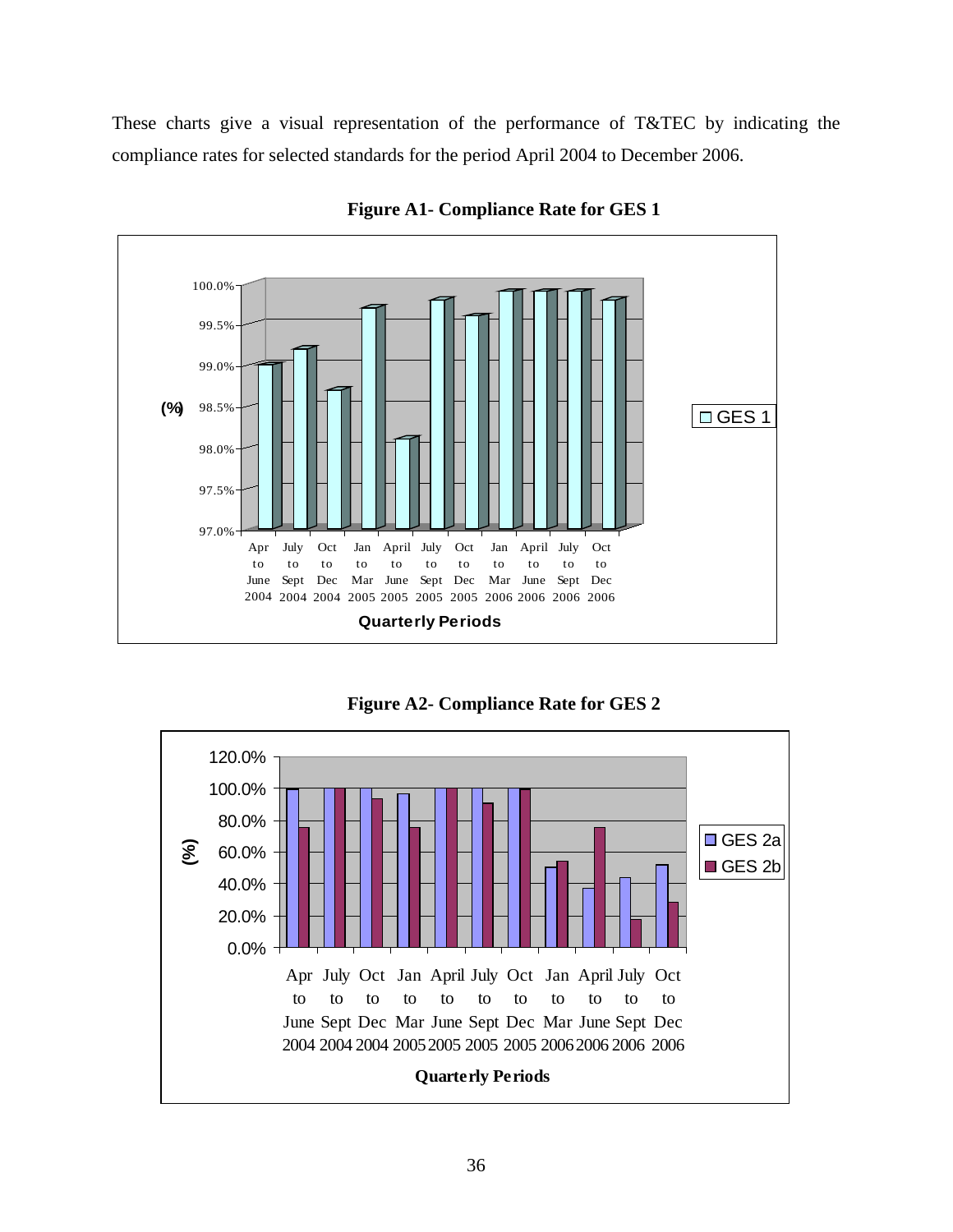These charts give a visual representation of the performance of T&TEC by indicating the compliance rates for selected standards for the period April 2004 to December 2006.

**Figure A1- Compliance Rate for GES 1**

**Figure A2- Compliance Rate for GES 2**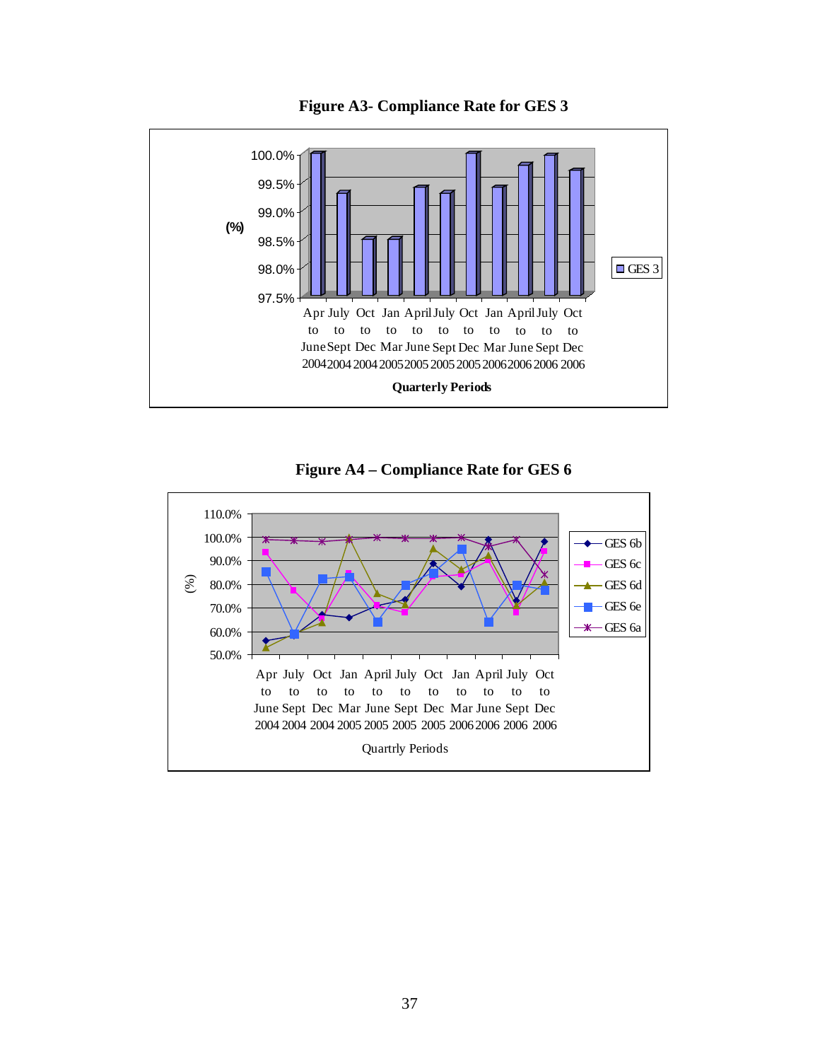**Figure A3- Compliance Rate for GES 3**

(%)

100.0%
99.5%
99.0%
98.5%
98.0%
97.5%

GES 3

Apr to June 2004
July to Sept 2004
Oct to Dec 2004
Jan to Mar 2005
April to June 2005
July to Sept 2005
Oct to Dec 2005
Jan to Mar 2006
April to June 2006
July to Sept 2006
Oct to Dec 2006

Quarterly Periods

**Figure A4 – Compliance Rate for GES 6**

(%)

110.0%
100.0%
90.0%
80.0%
70.0%
60.0%
50.0%

GES 6b
GES 6c
GES 6d
GES 6e
GES 6a

Apr to June 2004
July to Sept 2004
Oct to Dec 2004
Jan to Mar 2005
April to June 2005
July to Sept 2005
Oct to Dec 2005
Jan to Mar 2006
April to June 2006
July to Sept 2006
Oct to Dec 2006

Quartrly Periods